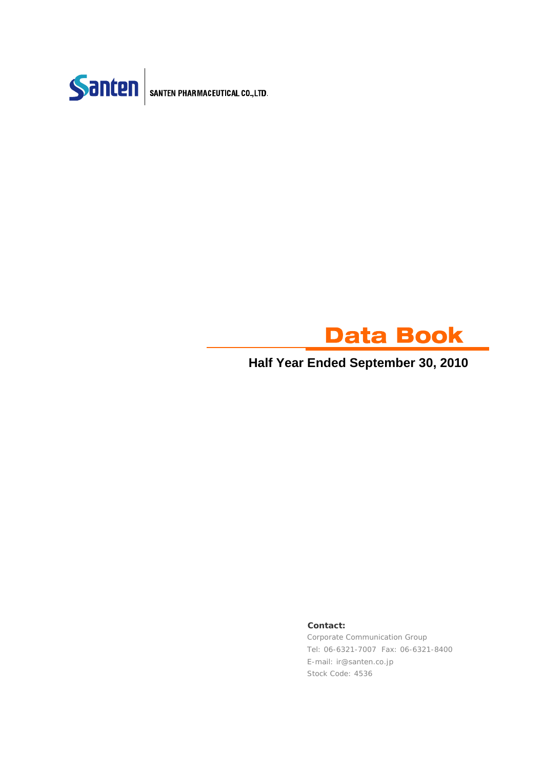Santen | SANTEN PHARMACEUTICAL CO.,LTD.

# Data Book

## Half Year Ended September 30, 2010

**Contact:**

Corporate Communication Group

Tel: 06-6321-7007 Fax: 06-6321-8400

E-mail: ir@santen.co.jp

Stock Code: 4536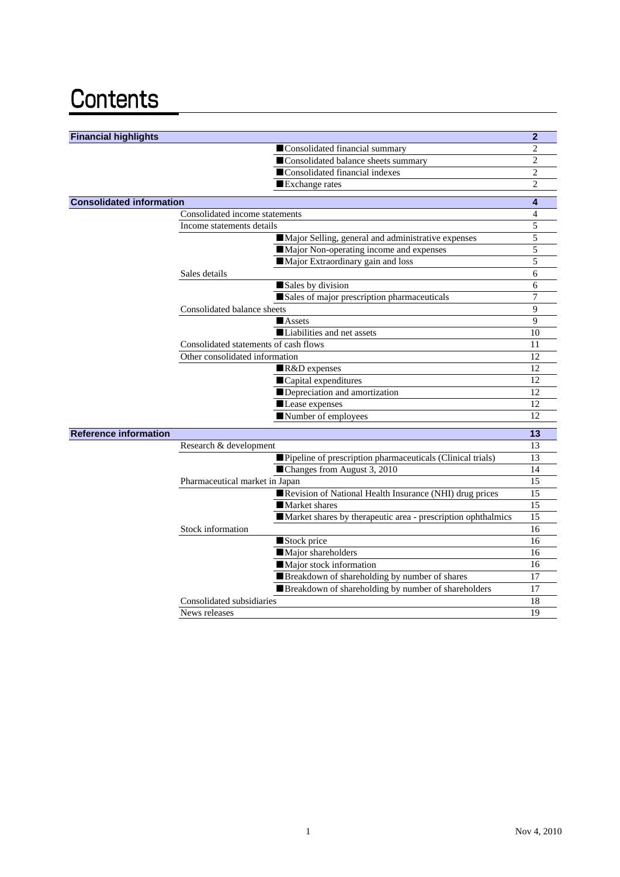# Contents

| Section | Subsection | Item | Page |
|---|---|---|---|
| **Financial highlights** | | | **2** |
| | | ■Consolidated financial summary | 2 |
| | | ■Consolidated balance sheets summary | 2 |
| | | ■Consolidated financial indexes | 2 |
| | | ■Exchange rates | 2 |
| **Consolidated information** | | | **4** |
| | Consolidated income statements | | 4 |
| | Income statements details | | 5 |
| | | ■Major Selling, general and administrative expenses | 5 |
| | | ■Major Non-operating income and expenses | 5 |
| | | ■Major Extraordinary gain and loss | 5 |
| | Sales details | | 6 |
| | | ■Sales by division | 6 |
| | | ■Sales of major prescription pharmaceuticals | 7 |
| | Consolidated balance sheets | | 9 |
| | | ■Assets | 9 |
| | | ■Liabilities and net assets | 10 |
| | Consolidated statements of cash flows | | 11 |
| | Other consolidated information | | 12 |
| | | ■R&D expenses | 12 |
| | | ■Capital expenditures | 12 |
| | | ■Depreciation and amortization | 12 |
| | | ■Lease expenses | 12 |
| | | ■Number of employees | 12 |
| **Reference information** | | | **13** |
| | Research & development | | 13 |
| | | ■Pipeline of prescription pharmaceuticals (Clinical trials) | 13 |
| | | ■Changes from August 3, 2010 | 14 |
| | Pharmaceutical market in Japan | | 15 |
| | | ■Revision of National Health Insurance (NHI) drug prices | 15 |
| | | ■Market shares | 15 |
| | | ■Market shares by therapeutic area - prescription ophthalmics | 15 |
| | Stock information | | 16 |
| | | ■Stock price | 16 |
| | | ■Major shareholders | 16 |
| | | ■Major stock information | 16 |
| | | ■Breakdown of shareholding by number of shares | 17 |
| | | ■Breakdown of shareholding by number of shareholders | 17 |
| | Consolidated subsidiaries | | 18 |
| | News releases | | 19 |

Nov 4, 2010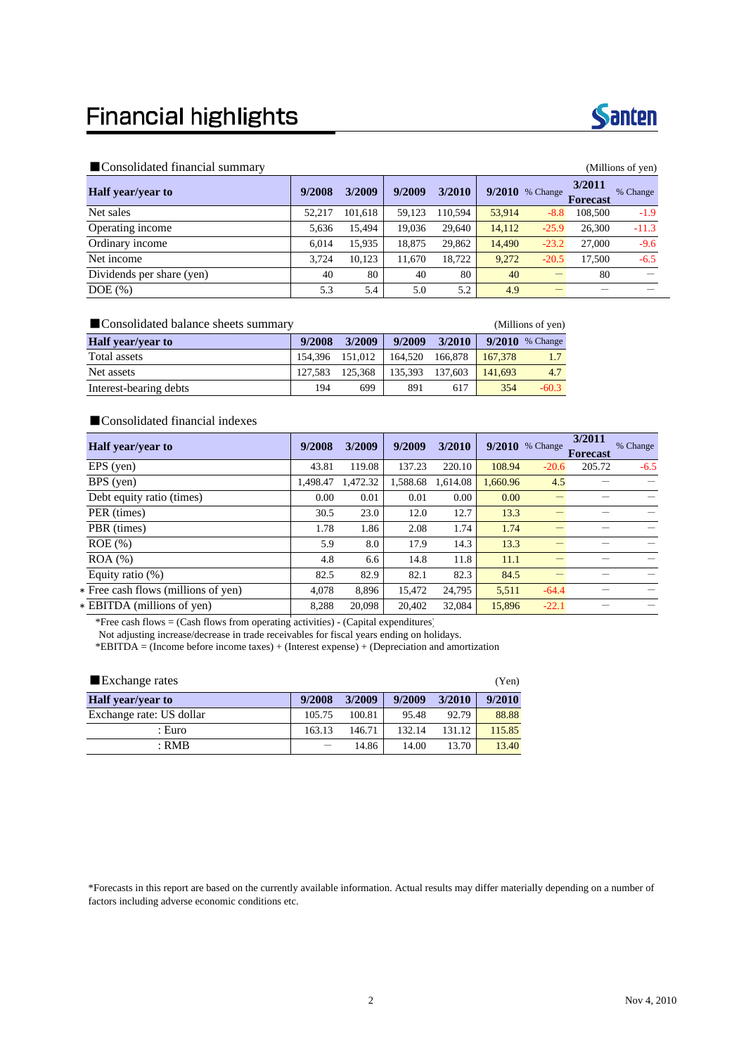# Financial highlights

■Consolidated financial summary

(Millions of yen)

| Half year/year to | 9/2008 | 3/2009 | 9/2009 | 3/2010 | 9/2010 | % Change | 3/2011 Forecast | % Change |
|---|---|---|---|---|---|---|---|---|
| Net sales | 52,217 | 101,618 | 59,123 | 110,594 | 53,914 | -8.8 | 108,500 | -1.9 |
| Operating income | 5,636 | 15,494 | 19,036 | 29,640 | 14,112 | -25.9 | 26,300 | -11.3 |
| Ordinary income | 6,014 | 15,935 | 18,875 | 29,862 | 14,490 | -23.2 | 27,000 | -9.6 |
| Net income | 3,724 | 10,123 | 11,670 | 18,722 | 9,272 | -20.5 | 17,500 | -6.5 |
| Dividends per share (yen) | 40 | 80 | 40 | 80 | 40 | — | 80 | — |
| DOE (%) | 5.3 | 5.4 | 5.0 | 5.2 | 4.9 | — | — | — |

■Consolidated balance sheets summary

(Millions of yen)

| Half year/year to | 9/2008 | 3/2009 | 9/2009 | 3/2010 | 9/2010 | % Change |
|---|---|---|---|---|---|---|
| Total assets | 154,396 | 151,012 | 164,520 | 166,878 | 167,378 | 1.7 |
| Net assets | 127,583 | 125,368 | 135,393 | 137,603 | 141,693 | 4.7 |
| Interest-bearing debts | 194 | 699 | 891 | 617 | 354 | -60.3 |

■Consolidated financial indexes

| Half year/year to | 9/2008 | 3/2009 | 9/2009 | 3/2010 | 9/2010 | % Change | 3/2011 Forecast | % Change |
|---|---|---|---|---|---|---|---|---|
| EPS (yen) | 43.81 | 119.08 | 137.23 | 220.10 | 108.94 | -20.6 | 205.72 | -6.5 |
| BPS (yen) | 1,498.47 | 1,472.32 | 1,588.68 | 1,614.08 | 1,660.96 | 4.5 | — | — |
| Debt equity ratio (times) | 0.00 | 0.01 | 0.01 | 0.00 | 0.00 | — | — | — |
| PER (times) | 30.5 | 23.0 | 12.0 | 12.7 | 13.3 | — | — | — |
| PBR (times) | 1.78 | 1.86 | 2.08 | 1.74 | 1.74 | — | — | — |
| ROE (%) | 5.9 | 8.0 | 17.9 | 14.3 | 13.3 | — | — | — |
| ROA (%) | 4.8 | 6.6 | 14.8 | 11.8 | 11.1 | — | — | — |
| Equity ratio (%) | 82.5 | 82.9 | 82.1 | 82.3 | 84.5 | — | — | — |
| * Free cash flows (millions of yen) | 4,078 | 8,896 | 15,472 | 24,795 | 5,511 | -64.4 | — | — |
| * EBITDA (millions of yen) | 8,288 | 20,098 | 20,402 | 32,084 | 15,896 | -22.1 | — | — |

*Free cash flows = (Cash flows from operating activities) - (Capital expenditures)
Not adjusting increase/decrease in trade receivables for fiscal years ending on holidays.
*EBITDA = (Income before income taxes) + (Interest expense) + (Depreciation and amortization)

■Exchange rates

(Yen)

| Half year/year to | 9/2008 | 3/2009 | 9/2009 | 3/2010 | 9/2010 |
|---|---|---|---|---|---|
| Exchange rate: US dollar | 105.75 | 100.81 | 95.48 | 92.79 | 88.88 |
| : Euro | 163.13 | 146.71 | 132.14 | 131.12 | 115.85 |
| : RMB | — | 14.86 | 14.00 | 13.70 | 13.40 |

*Forecasts in this report are based on the currently available information. Actual results may differ materially depending on a number of factors including adverse economic conditions etc.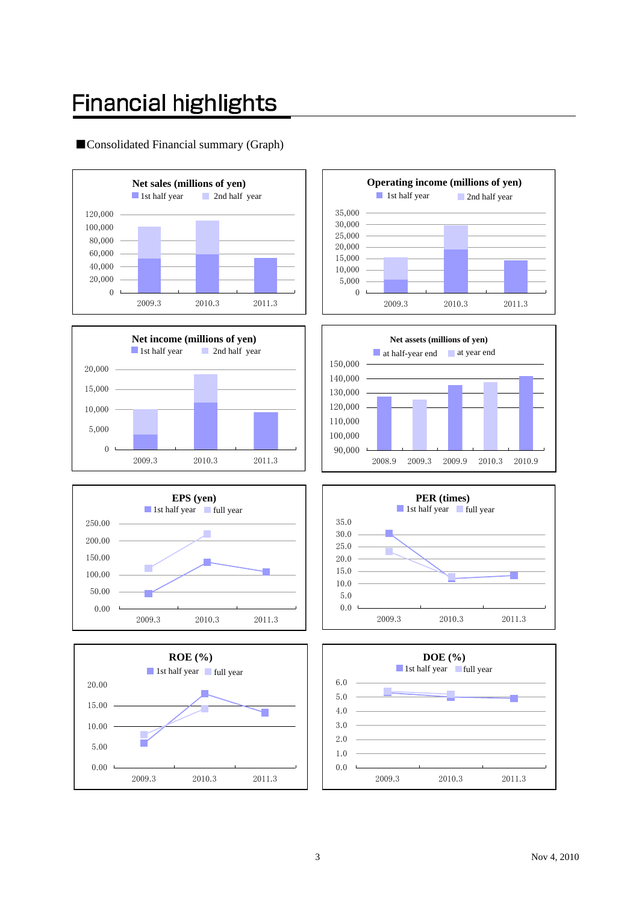# Financial highlights

■Consolidated Financial summary (Graph)

**Net sales (millions of yen)**

1st half year / 2nd half year

120,000
100,000
80,000
60,000
40,000
20,000
0

2009.3 2010.3 2011.3

**Operating income (millions of yen)**

1st half year / 2nd half year

35,000
30,000
25,000
20,000
15,000
10,000
5,000
0

2009.3 2010.3 2011.3

**Net income (millions of yen)**

1st half year / 2nd half year

20,000
15,000
10,000
5,000
0

2009.3 2010.3 2011.3

**Net assets (millions of yen)**

at half-year end / at year end

150,000
140,000
130,000
120,000
110,000
100,000
90,000

2008.9 2009.3 2009.9 2010.3 2010.9

**EPS (yen)**

1st half year / full year

250.00
200.00
150.00
100.00
50.00
0.00

2009.3 2010.3 2011.3

**PER (times)**

1st half year / full year

35.0
30.0
25.0
20.0
15.0
10.0
5.0
0.0

2009.3 2010.3 2011.3

**ROE (%)**

1st half year / full year

20.00
15.00
10.00
5.00
0.00

2009.3 2010.3 2011.3

**DOE (%)**

1st half year / full year

6.0
5.0
4.0
3.0
2.0
1.0
0.0

2009.3 2010.3 2011.3

Nov 4, 2010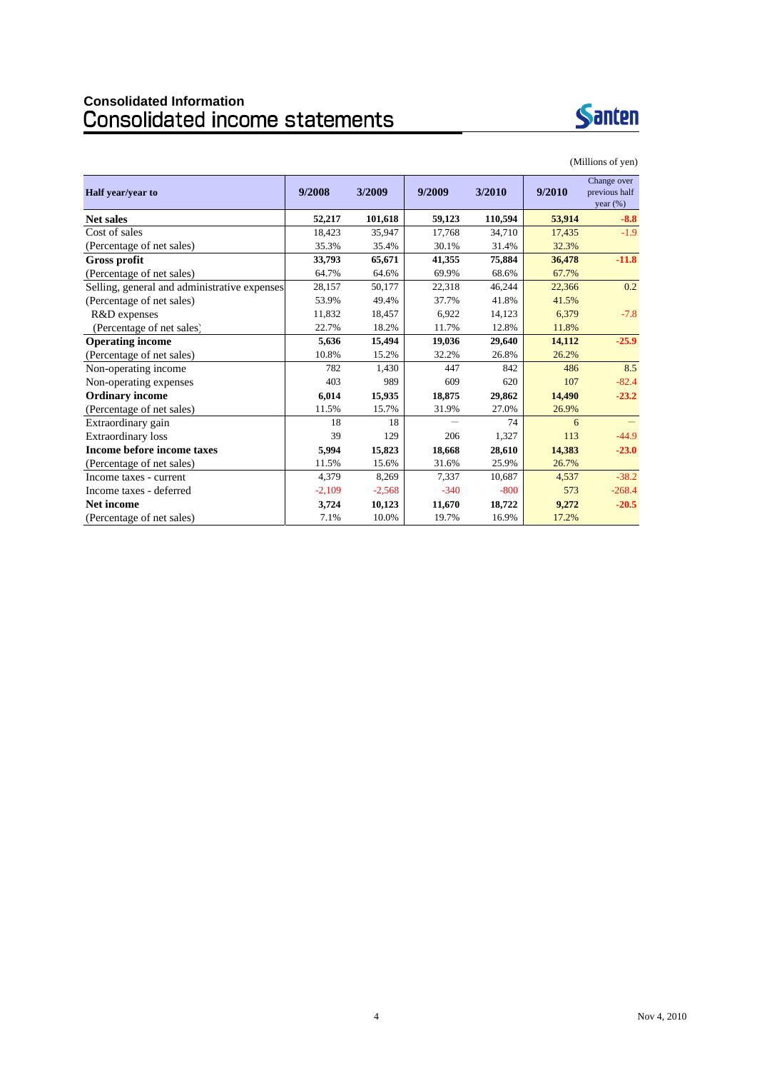## Consolidated Information

# Consolidated income statements

(Millions of yen)

| Half year/year to | 9/2008 | 3/2009 | 9/2009 | 3/2010 | 9/2010 | Change over previous half year (%) |
|---|---|---|---|---|---|---|
| **Net sales** | **52,217** | **101,618** | **59,123** | **110,594** | **53,914** | **-8.8** |
| Cost of sales | 18,423 | 35,947 | 17,768 | 34,710 | 17,435 | -1.9 |
| (Percentage of net sales) | 35.3% | 35.4% | 30.1% | 31.4% | 32.3% | |
| **Gross profit** | **33,793** | **65,671** | **41,355** | **75,884** | **36,478** | **-11.8** |
| (Percentage of net sales) | 64.7% | 64.6% | 69.9% | 68.6% | 67.7% | |
| Selling, general and administrative expenses | 28,157 | 50,177 | 22,318 | 46,244 | 22,366 | 0.2 |
| (Percentage of net sales) | 53.9% | 49.4% | 37.7% | 41.8% | 41.5% | |
| R&D expenses | 11,832 | 18,457 | 6,922 | 14,123 | 6,379 | -7.8 |
| (Percentage of net sales) | 22.7% | 18.2% | 11.7% | 12.8% | 11.8% | |
| **Operating income** | **5,636** | **15,494** | **19,036** | **29,640** | **14,112** | **-25.9** |
| (Percentage of net sales) | 10.8% | 15.2% | 32.2% | 26.8% | 26.2% | |
| Non-operating income | 782 | 1,430 | 447 | 842 | 486 | 8.5 |
| Non-operating expenses | 403 | 989 | 609 | 620 | 107 | -82.4 |
| **Ordinary income** | **6,014** | **15,935** | **18,875** | **29,862** | **14,490** | **-23.2** |
| (Percentage of net sales) | 11.5% | 15.7% | 31.9% | 27.0% | 26.9% | |
| Extraordinary gain | 18 | 18 | — | 74 | 6 | — |
| Extraordinary loss | 39 | 129 | 206 | 1,327 | 113 | -44.9 |
| **Income before income taxes** | **5,994** | **15,823** | **18,668** | **28,610** | **14,383** | **-23.0** |
| (Percentage of net sales) | 11.5% | 15.6% | 31.6% | 25.9% | 26.7% | |
| Income taxes - current | 4,379 | 8,269 | 7,337 | 10,687 | 4,537 | -38.2 |
| Income taxes - deferred | -2,109 | -2,568 | -340 | -800 | 573 | -268.4 |
| **Net income** | **3,724** | **10,123** | **11,670** | **18,722** | **9,272** | **-20.5** |
| (Percentage of net sales) | 7.1% | 10.0% | 19.7% | 16.9% | 17.2% | |

Nov 4, 2010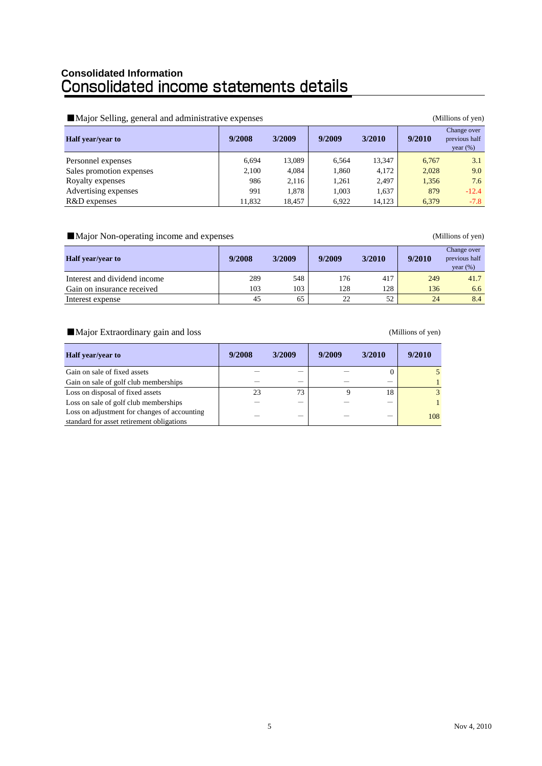## Consolidated Information

# Consolidated income statements details

■Major Selling, general and administrative expenses

(Millions of yen)

| Half year/year to | 9/2008 | 3/2009 | 9/2009 | 3/2010 | 9/2010 | Change over previous half year (%) |
|---|---|---|---|---|---|---|
| Personnel expenses | 6,694 | 13,089 | 6,564 | 13,347 | 6,767 | 3.1 |
| Sales promotion expenses | 2,100 | 4,084 | 1,860 | 4,172 | 2,028 | 9.0 |
| Royalty expenses | 986 | 2,116 | 1,261 | 2,497 | 1,356 | 7.6 |
| Advertising expenses | 991 | 1,878 | 1,003 | 1,637 | 879 | -12.4 |
| R&D expenses | 11,832 | 18,457 | 6,922 | 14,123 | 6,379 | -7.8 |

■Major Non-operating income and expenses

(Millions of yen)

| Half year/year to | 9/2008 | 3/2009 | 9/2009 | 3/2010 | 9/2010 | Change over previous half year (%) |
|---|---|---|---|---|---|---|
| Interest and dividend income | 289 | 548 | 176 | 417 | 249 | 41.7 |
| Gain on insurance received | 103 | 103 | 128 | 128 | 136 | 6.6 |
| Interest expense | 45 | 65 | 22 | 52 | 24 | 8.4 |

■Major Extraordinary gain and loss

(Millions of yen)

| Half year/year to | 9/2008 | 3/2009 | 9/2009 | 3/2010 | 9/2010 |
|---|---|---|---|---|---|
| Gain on sale of fixed assets | － | － | － | 0 | 5 |
| Gain on sale of golf club memberships | － | － | － | － | 1 |
| Loss on disposal of fixed assets | 23 | 73 | 9 | 18 | 3 |
| Loss on sale of golf club memberships | － | － | － | － | 1 |
| Loss on adjustment for changes of accounting standard for asset retirement obligations | － | － | － | － | 108 |

Nov 4, 2010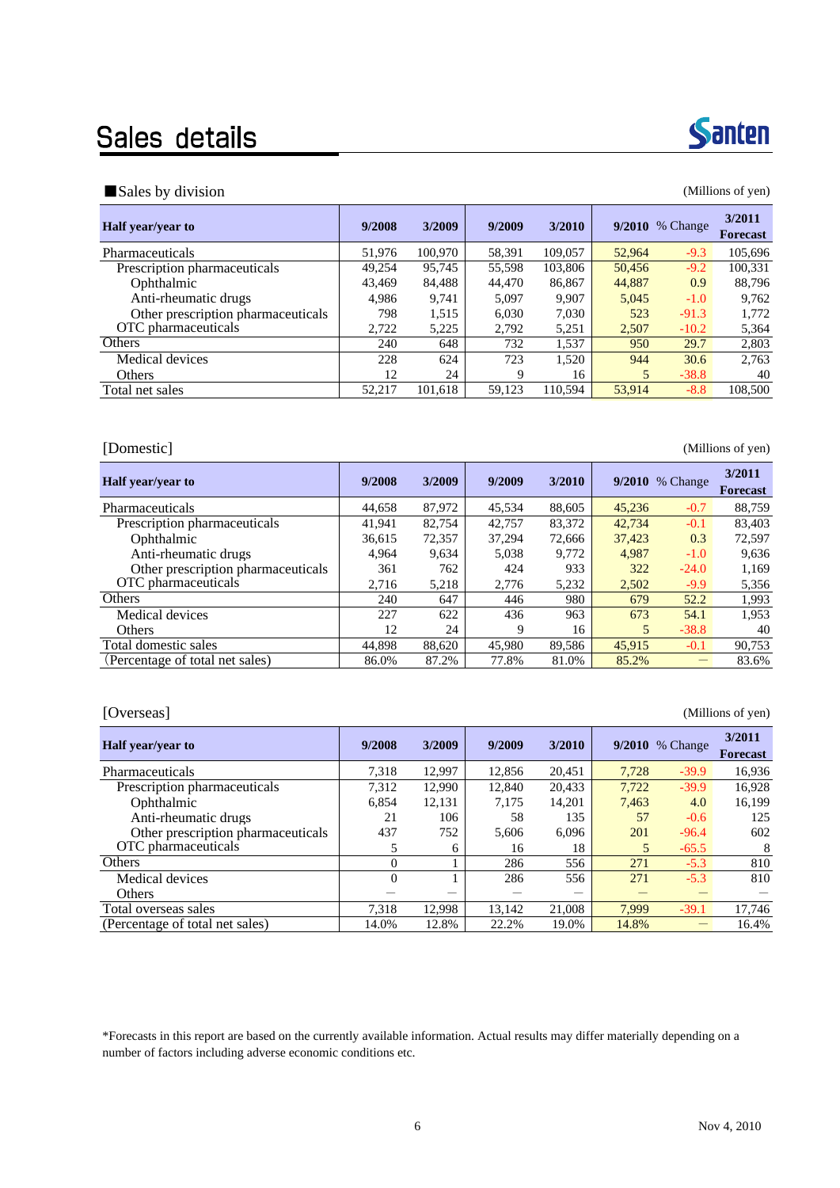# Sales details

■Sales by division

(Millions of yen)

| Half year/year to | 9/2008 | 3/2009 | 9/2009 | 3/2010 | 9/2010 | % Change | 3/2011 Forecast |
|---|---|---|---|---|---|---|---|
| Pharmaceuticals | 51,976 | 100,970 | 58,391 | 109,057 | 52,964 | -9.3 | 105,696 |
| Prescription pharmaceuticals | 49,254 | 95,745 | 55,598 | 103,806 | 50,456 | -9.2 | 100,331 |
| Ophthalmic | 43,469 | 84,488 | 44,470 | 86,867 | 44,887 | 0.9 | 88,796 |
| Anti-rheumatic drugs | 4,986 | 9,741 | 5,097 | 9,907 | 5,045 | -1.0 | 9,762 |
| Other prescription pharmaceuticals | 798 | 1,515 | 6,030 | 7,030 | 523 | -91.3 | 1,772 |
| OTC pharmaceuticals | 2,722 | 5,225 | 2,792 | 5,251 | 2,507 | -10.2 | 5,364 |
| Others | 240 | 648 | 732 | 1,537 | 950 | 29.7 | 2,803 |
| Medical devices | 228 | 624 | 723 | 1,520 | 944 | 30.6 | 2,763 |
| Others | 12 | 24 | 9 | 16 | 5 | -38.8 | 40 |
| Total net sales | 52,217 | 101,618 | 59,123 | 110,594 | 53,914 | -8.8 | 108,500 |

[Domestic]

(Millions of yen)

| Half year/year to | 9/2008 | 3/2009 | 9/2009 | 3/2010 | 9/2010 | % Change | 3/2011 Forecast |
|---|---|---|---|---|---|---|---|
| Pharmaceuticals | 44,658 | 87,972 | 45,534 | 88,605 | 45,236 | -0.7 | 88,759 |
| Prescription pharmaceuticals | 41,941 | 82,754 | 42,757 | 83,372 | 42,734 | -0.1 | 83,403 |
| Ophthalmic | 36,615 | 72,357 | 37,294 | 72,666 | 37,423 | 0.3 | 72,597 |
| Anti-rheumatic drugs | 4,964 | 9,634 | 5,038 | 9,772 | 4,987 | -1.0 | 9,636 |
| Other prescription pharmaceuticals | 361 | 762 | 424 | 933 | 322 | -24.0 | 1,169 |
| OTC pharmaceuticals | 2,716 | 5,218 | 2,776 | 5,232 | 2,502 | -9.9 | 5,356 |
| Others | 240 | 647 | 446 | 980 | 679 | 52.2 | 1,993 |
| Medical devices | 227 | 622 | 436 | 963 | 673 | 54.1 | 1,953 |
| Others | 12 | 24 | 9 | 16 | 5 | -38.8 | 40 |
| Total domestic sales | 44,898 | 88,620 | 45,980 | 89,586 | 45,915 | -0.1 | 90,753 |
| (Percentage of total net sales) | 86.0% | 87.2% | 77.8% | 81.0% | 85.2% | — | 83.6% |

[Overseas]

(Millions of yen)

| Half year/year to | 9/2008 | 3/2009 | 9/2009 | 3/2010 | 9/2010 | % Change | 3/2011 Forecast |
|---|---|---|---|---|---|---|---|
| Pharmaceuticals | 7,318 | 12,997 | 12,856 | 20,451 | 7,728 | -39.9 | 16,936 |
| Prescription pharmaceuticals | 7,312 | 12,990 | 12,840 | 20,433 | 7,722 | -39.9 | 16,928 |
| Ophthalmic | 6,854 | 12,131 | 7,175 | 14,201 | 7,463 | 4.0 | 16,199 |
| Anti-rheumatic drugs | 21 | 106 | 58 | 135 | 57 | -0.6 | 125 |
| Other prescription pharmaceuticals | 437 | 752 | 5,606 | 6,096 | 201 | -96.4 | 602 |
| OTC pharmaceuticals | 5 | 6 | 16 | 18 | 5 | -65.5 | 8 |
| Others | 0 | 1 | 286 | 556 | 271 | -5.3 | 810 |
| Medical devices | 0 | 1 | 286 | 556 | 271 | -5.3 | 810 |
| Others | — | — | — | — | — | — | — |
| Total overseas sales | 7,318 | 12,998 | 13,142 | 21,008 | 7,999 | -39.1 | 17,746 |
| (Percentage of total net sales) | 14.0% | 12.8% | 22.2% | 19.0% | 14.8% | — | 16.4% |

*Forecasts in this report are based on the currently available information. Actual results may differ materially depending on a number of factors including adverse economic conditions etc.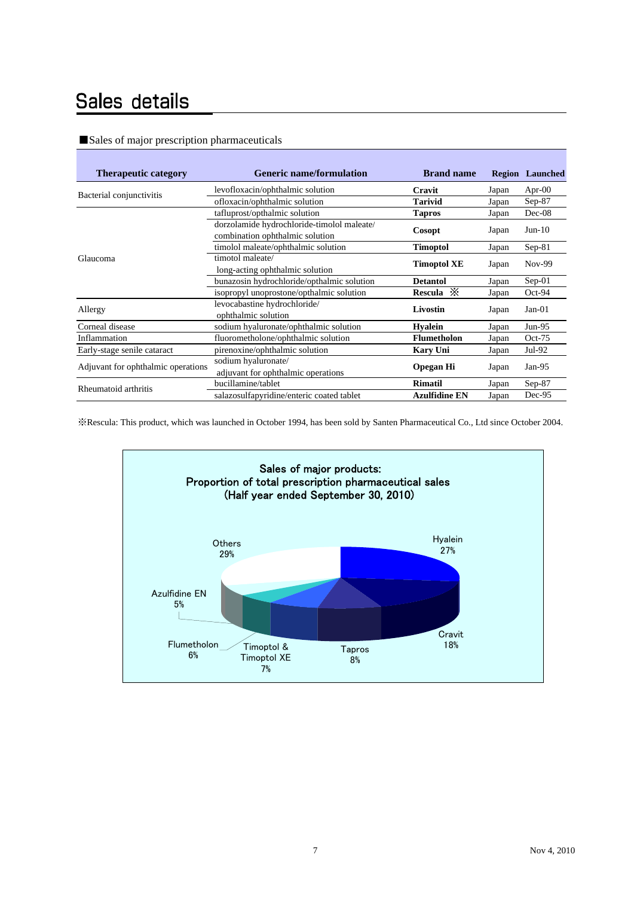# Sales details

■Sales of major prescription pharmaceuticals

| Therapeutic category | Generic name/formulation | Brand name | Region | Launched |
|---|---|---|---|---|
| Bacterial conjunctivitis | levofloxacin/ophthalmic solution | **Cravit** | Japan | Apr-00 |
| | ofloxacin/ophthalmic solution | **Tarivid** | Japan | Sep-87 |
| Glaucoma | tafluprost/opthalmic solution | **Tapros** | Japan | Dec-08 |
| | dorzolamide hydrochloride-timolol maleate/ combination ophthalmic solution | **Cosopt** | Japan | Jun-10 |
| | timolol maleate/ophthalmic solution | **Timoptol** | Japan | Sep-81 |
| | timolol maleate/ long-acting ophthalmic solution | **Timoptol XE** | Japan | Nov-99 |
| | bunazosin hydrochloride/opthalmic solution | **Detantol** | Japan | Sep-01 |
| | isopropyl unoprostone/opthalmic solution | **Rescula** ※ | Japan | Oct-94 |
| Allergy | levocabastine hydrochloride/ ophthalmic solution | **Livostin** | Japan | Jan-01 |
| Corneal disease | sodium hyaluronate/ophthalmic solution | **Hyalein** | Japan | Jun-95 |
| Inflammation | fluorometholone/ophthalmic solution | **Flumetholon** | Japan | Oct-75 |
| Early-stage senile cataract | pirenoxine/ophthalmic solution | **Kary Uni** | Japan | Jul-92 |
| Adjuvant for ophthalmic operations | sodium hyaluronate/ adjuvant for ophthalmic operations | **Opegan Hi** | Japan | Jan-95 |
| Rheumatoid arthritis | bucillamine/tablet | **Rimatil** | Japan | Sep-87 |
| | salazosulfapyridine/enteric coated tablet | **Azulfidine EN** | Japan | Dec-95 |

※Rescula: This product, which was launched in October 1994, has been sold by Santen Pharmaceutical Co., Ltd since October 2004.

**Sales of major products: Proportion of total prescription pharmaceutical sales (Half year ended September 30, 2010)**

| Product | Proportion |
|---|---|
| Hyalein | 27% |
| Cravit | 18% |
| Tapros | 8% |
| Timoptol & Timoptol XE | 7% |
| Flumetholon | 6% |
| Azulfidine EN | 5% |
| Others | 29% |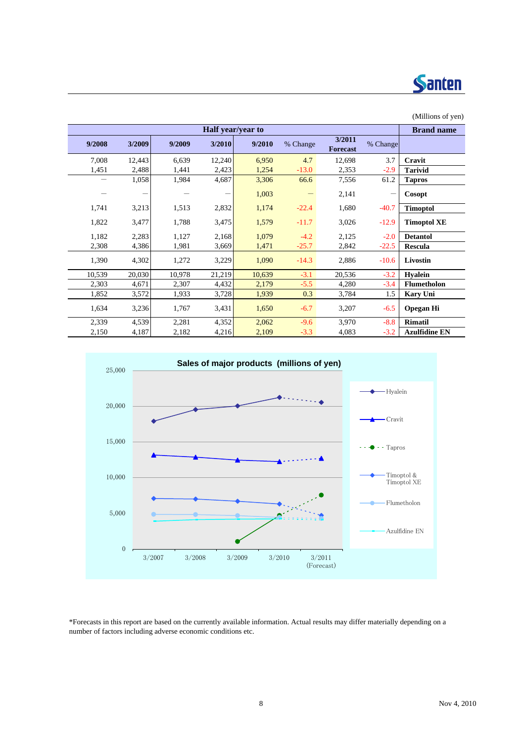(Millions of yen)

| Half year/year to | | | | | | | | Brand name |
|---|---|---|---|---|---|---|---|---|
| 9/2008 | 3/2009 | 9/2009 | 3/2010 | 9/2010 | % Change | 3/2011 Forecast | % Change | |
| 7,008 | 12,443 | 6,639 | 12,240 | 6,950 | 4.7 | 12,698 | 3.7 | **Cravit** |
| 1,451 | 2,488 | 1,441 | 2,423 | 1,254 | -13.0 | 2,353 | -2.9 | **Tarivid** |
| — | 1,058 | 1,984 | 4,687 | 3,306 | 66.6 | 7,556 | 61.2 | **Tapros** |
| — | — | — | — | 1,003 | — | 2,141 | — | **Cosopt** |
| 1,741 | 3,213 | 1,513 | 2,832 | 1,174 | -22.4 | 1,680 | -40.7 | **Timoptol** |
| 1,822 | 3,477 | 1,788 | 3,475 | 1,579 | -11.7 | 3,026 | -12.9 | **Timoptol XE** |
| 1,182 | 2,283 | 1,127 | 2,168 | 1,079 | -4.2 | 2,125 | -2.0 | **Detantol** |
| 2,308 | 4,386 | 1,981 | 3,669 | 1,471 | -25.7 | 2,842 | -22.5 | **Rescula** |
| 1,390 | 4,302 | 1,272 | 3,229 | 1,090 | -14.3 | 2,886 | -10.6 | **Livostin** |
| 10,539 | 20,030 | 10,978 | 21,219 | 10,639 | -3.1 | 20,536 | -3.2 | **Hyalein** |
| 2,303 | 4,671 | 2,307 | 4,432 | 2,179 | -5.5 | 4,280 | -3.4 | **Flumetholon** |
| 1,852 | 3,572 | 1,933 | 3,728 | 1,939 | 0.3 | 3,784 | 1.5 | **Kary Uni** |
| 1,634 | 3,236 | 1,767 | 3,431 | 1,650 | -6.7 | 3,207 | -6.5 | **Opegan Hi** |
| 2,339 | 4,539 | 2,281 | 4,352 | 2,062 | -9.6 | 3,970 | -8.8 | **Rimatil** |
| 2,150 | 4,187 | 2,182 | 4,216 | 2,109 | -3.3 | 4,083 | -3.2 | **Azulfidine EN** |

**Sales of major products (millions of yen)**

| | 3/2007 | 3/2008 | 3/2009 | 3/2010 | 3/2011 (Forecast) |
|---|---|---|---|---|---|
| Hyalein | ~17,900 | ~19,600 | 20,030 | 21,219 | 20,536 |
| Cravit | ~13,100 | ~12,900 | 12,443 | 12,240 | 12,698 |
| Tapros | | | 1,058 | 4,687 | 7,556 |
| Timoptol & Timoptol XE | ~7,100 | ~7,000 | 6,690 | 6,307 | 4,706 |
| Flumetholon | ~4,900 | ~4,900 | 4,671 | 4,432 | 4,280 |
| Azulfidine EN | ~3,900 | ~4,100 | 4,187 | 4,216 | 4,083 |

*Forecasts in this report are based on the currently available information. Actual results may differ materially depending on a number of factors including adverse economic conditions etc.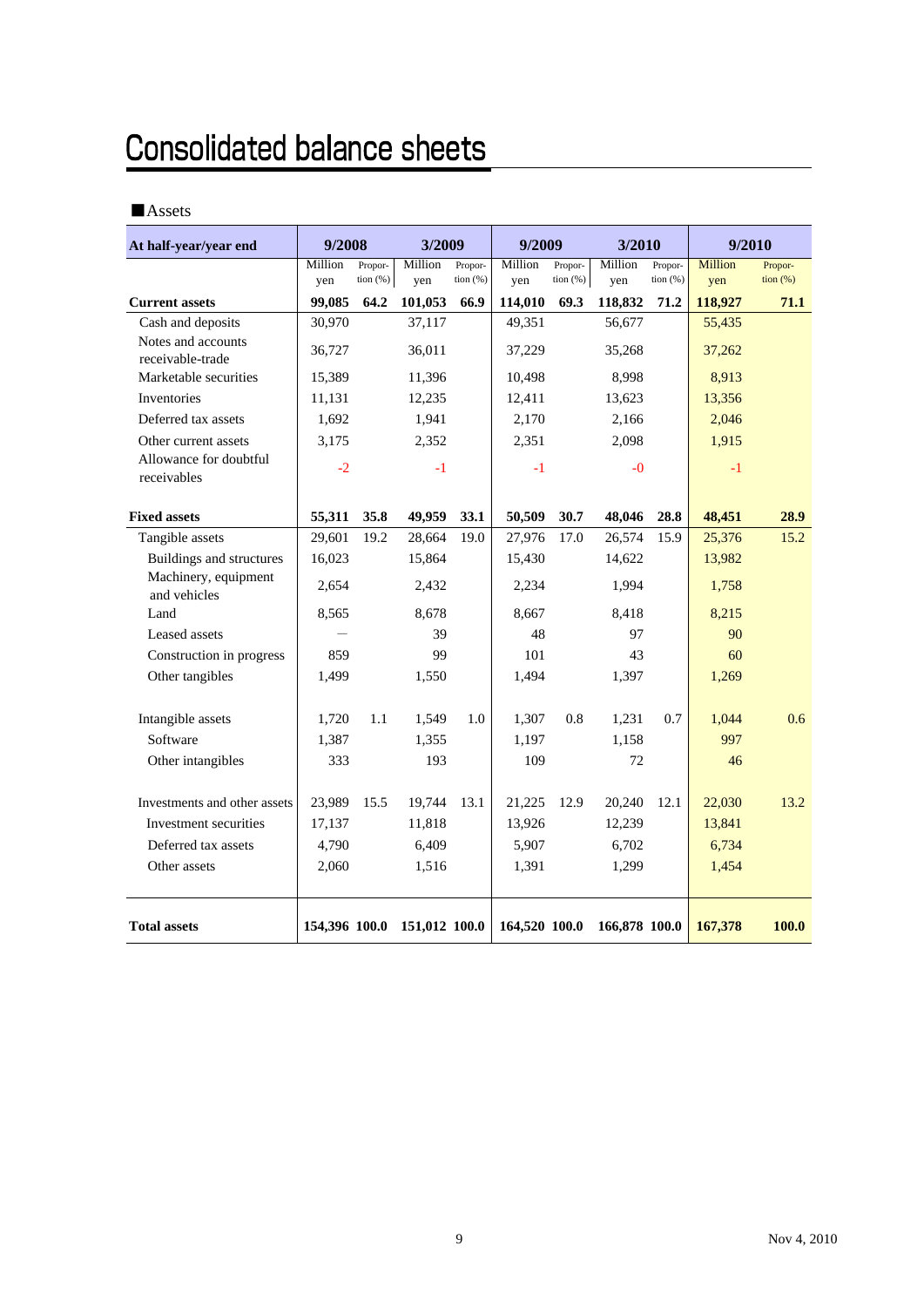# Consolidated balance sheets

■Assets

| At half-year/year end | 9/2008 | | 3/2009 | | 9/2009 | | 3/2010 | | 9/2010 | |
|---|---|---|---|---|---|---|---|---|---|---|
| | Million yen | Propor-tion (%) | Million yen | Propor-tion (%) | Million yen | Propor-tion (%) | Million yen | Propor-tion (%) | Million yen | Propor-tion (%) |
| **Current assets** | **99,085** | **64.2** | **101,053** | **66.9** | **114,010** | **69.3** | **118,832** | **71.2** | **118,927** | **71.1** |
| Cash and deposits | 30,970 | | 37,117 | | 49,351 | | 56,677 | | 55,435 | |
| Notes and accounts receivable-trade | 36,727 | | 36,011 | | 37,229 | | 35,268 | | 37,262 | |
| Marketable securities | 15,389 | | 11,396 | | 10,498 | | 8,998 | | 8,913 | |
| Inventories | 11,131 | | 12,235 | | 12,411 | | 13,623 | | 13,356 | |
| Deferred tax assets | 1,692 | | 1,941 | | 2,170 | | 2,166 | | 2,046 | |
| Other current assets | 3,175 | | 2,352 | | 2,351 | | 2,098 | | 1,915 | |
| Allowance for doubtful receivables | -2 | | -1 | | -1 | | -0 | | -1 | |
| **Fixed assets** | **55,311** | **35.8** | **49,959** | **33.1** | **50,509** | **30.7** | **48,046** | **28.8** | **48,451** | **28.9** |
| Tangible assets | 29,601 | 19.2 | 28,664 | 19.0 | 27,976 | 17.0 | 26,574 | 15.9 | 25,376 | 15.2 |
| Buildings and structures | 16,023 | | 15,864 | | 15,430 | | 14,622 | | 13,982 | |
| Machinery, equipment and vehicles | 2,654 | | 2,432 | | 2,234 | | 1,994 | | 1,758 | |
| Land | 8,565 | | 8,678 | | 8,667 | | 8,418 | | 8,215 | |
| Leased assets | — | | 39 | | 48 | | 97 | | 90 | |
| Construction in progress | 859 | | 99 | | 101 | | 43 | | 60 | |
| Other tangibles | 1,499 | | 1,550 | | 1,494 | | 1,397 | | 1,269 | |
| Intangible assets | 1,720 | 1.1 | 1,549 | 1.0 | 1,307 | 0.8 | 1,231 | 0.7 | 1,044 | 0.6 |
| Software | 1,387 | | 1,355 | | 1,197 | | 1,158 | | 997 | |
| Other intangibles | 333 | | 193 | | 109 | | 72 | | 46 | |
| Investments and other assets | 23,989 | 15.5 | 19,744 | 13.1 | 21,225 | 12.9 | 20,240 | 12.1 | 22,030 | 13.2 |
| Investment securities | 17,137 | | 11,818 | | 13,926 | | 12,239 | | 13,841 | |
| Deferred tax assets | 4,790 | | 6,409 | | 5,907 | | 6,702 | | 6,734 | |
| Other assets | 2,060 | | 1,516 | | 1,391 | | 1,299 | | 1,454 | |
| **Total assets** | **154,396** | **100.0** | **151,012** | **100.0** | **164,520** | **100.0** | **166,878** | **100.0** | **167,378** | **100.0** |

Nov 4, 2010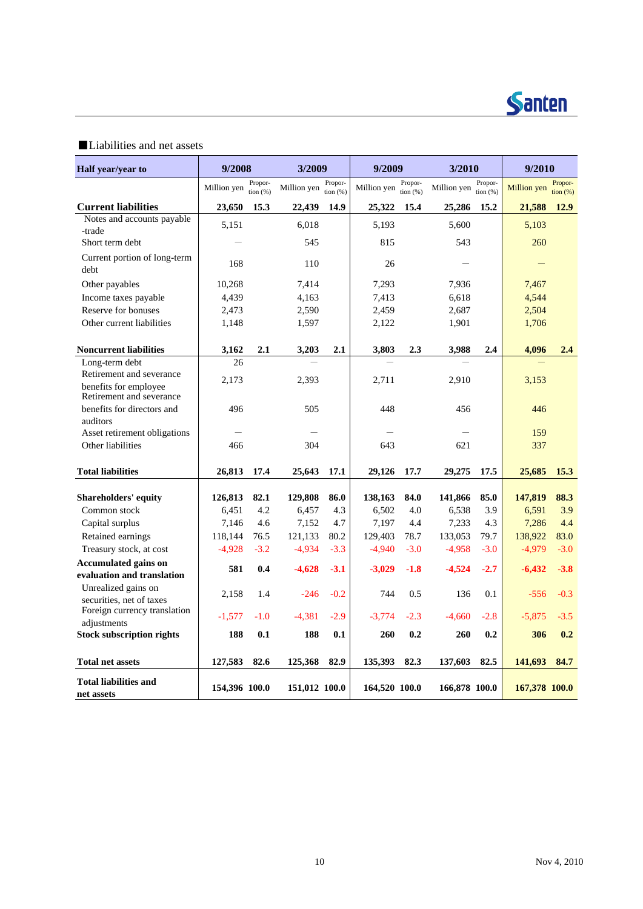■Liabilities and net assets

| Half year/year to | 9/2008 | | 3/2009 | | 9/2009 | | 3/2010 | | 9/2010 | |
|---|---|---|---|---|---|---|---|---|---|---|
| | Million yen | Propor-tion (%) | Million yen | Propor-tion (%) | Million yen | Propor-tion (%) | Million yen | Propor-tion (%) | Million yen | Propor-tion (%) |
| **Current liabilities** | **23,650** | **15.3** | **22,439** | **14.9** | **25,322** | **15.4** | **25,286** | **15.2** | **21,588** | **12.9** |
| Notes and accounts payable -trade | 5,151 | | 6,018 | | 5,193 | | 5,600 | | 5,103 | |
| Short term debt | — | | 545 | | 815 | | 543 | | 260 | |
| Current portion of long-term debt | 168 | | 110 | | 26 | | — | | — | |
| Other payables | 10,268 | | 7,414 | | 7,293 | | 7,936 | | 7,467 | |
| Income taxes payable | 4,439 | | 4,163 | | 7,413 | | 6,618 | | 4,544 | |
| Reserve for bonuses | 2,473 | | 2,590 | | 2,459 | | 2,687 | | 2,504 | |
| Other current liabilities | 1,148 | | 1,597 | | 2,122 | | 1,901 | | 1,706 | |
| **Noncurrent liabilities** | **3,162** | **2.1** | **3,203** | **2.1** | **3,803** | **2.3** | **3,988** | **2.4** | **4,096** | **2.4** |
| Long-term debt | 26 | | — | | — | | — | | — | |
| Retirement and severance benefits for employee | 2,173 | | 2,393 | | 2,711 | | 2,910 | | 3,153 | |
| Retirement and severance benefits for directors and auditors | 496 | | 505 | | 448 | | 456 | | 446 | |
| Asset retirement obligations | — | | — | | — | | — | | 159 | |
| Other liabilities | 466 | | 304 | | 643 | | 621 | | 337 | |
| **Total liabilities** | **26,813** | **17.4** | **25,643** | **17.1** | **29,126** | **17.7** | **29,275** | **17.5** | **25,685** | **15.3** |
| **Shareholders' equity** | **126,813** | **82.1** | **129,808** | **86.0** | **138,163** | **84.0** | **141,866** | **85.0** | **147,819** | **88.3** |
| Common stock | 6,451 | 4.2 | 6,457 | 4.3 | 6,502 | 4.0 | 6,538 | 3.9 | 6,591 | 3.9 |
| Capital surplus | 7,146 | 4.6 | 7,152 | 4.7 | 7,197 | 4.4 | 7,233 | 4.3 | 7,286 | 4.4 |
| Retained earnings | 118,144 | 76.5 | 121,133 | 80.2 | 129,403 | 78.7 | 133,053 | 79.7 | 138,922 | 83.0 |
| Treasury stock, at cost | -4,928 | -3.2 | -4,934 | -3.3 | -4,940 | -3.0 | -4,958 | -3.0 | -4,979 | -3.0 |
| **Accumulated gains on evaluation and translation** | **581** | **0.4** | **-4,628** | **-3.1** | **-3,029** | **-1.8** | **-4,524** | **-2.7** | **-6,432** | **-3.8** |
| Unrealized gains on securities, net of taxes | 2,158 | 1.4 | -246 | -0.2 | 744 | 0.5 | 136 | 0.1 | -556 | -0.3 |
| Foreign currency translation adjustments | -1,577 | -1.0 | -4,381 | -2.9 | -3,774 | -2.3 | -4,660 | -2.8 | -5,875 | -3.5 |
| **Stock subscription rights** | **188** | **0.1** | **188** | **0.1** | **260** | **0.2** | **260** | **0.2** | **306** | **0.2** |
| **Total net assets** | **127,583** | **82.6** | **125,368** | **82.9** | **135,393** | **82.3** | **137,603** | **82.5** | **141,693** | **84.7** |
| **Total liabilities and net assets** | **154,396** | **100.0** | **151,012** | **100.0** | **164,520** | **100.0** | **166,878** | **100.0** | **167,378** | **100.0** |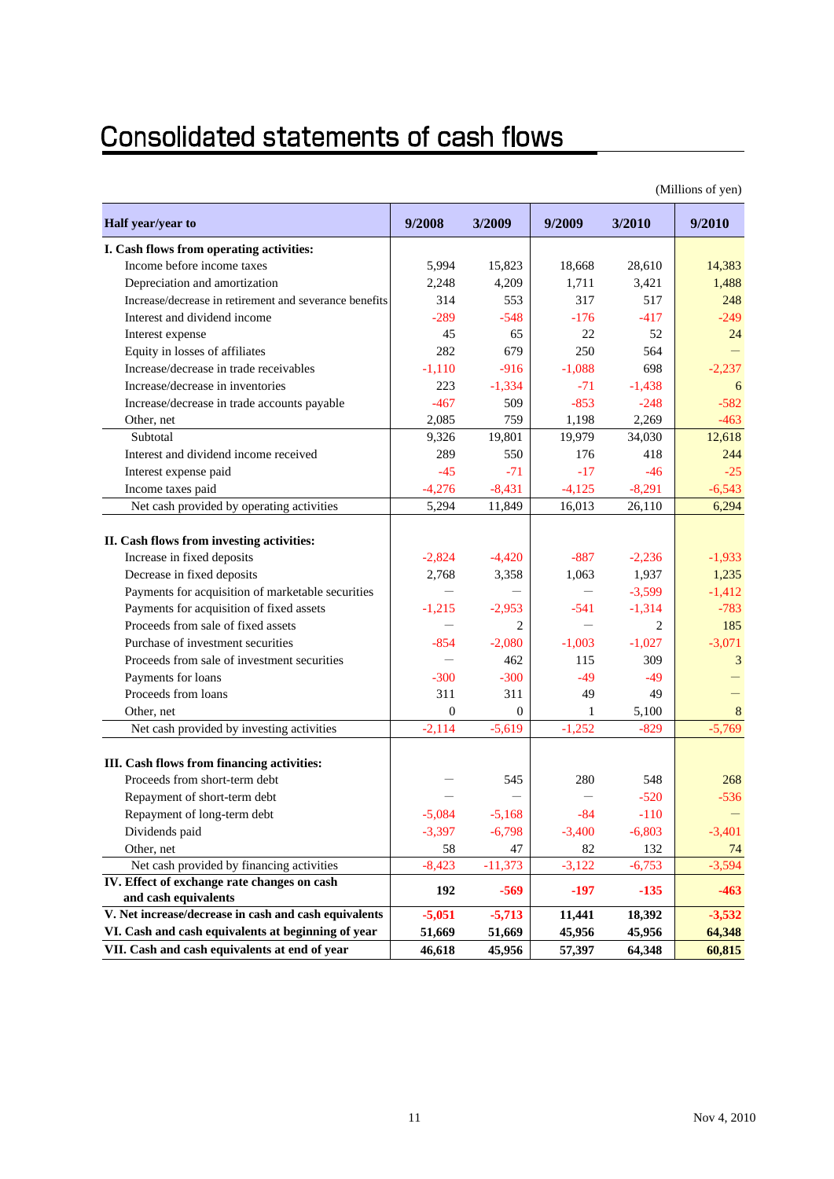# Consolidated statements of cash flows

(Millions of yen)

| Half year/year to | 9/2008 | 3/2009 | 9/2009 | 3/2010 | 9/2010 |
|---|---|---|---|---|---|
| **I. Cash flows from operating activities:** | | | | | |
| Income before income taxes | 5,994 | 15,823 | 18,668 | 28,610 | 14,383 |
| Depreciation and amortization | 2,248 | 4,209 | 1,711 | 3,421 | 1,488 |
| Increase/decrease in retirement and severance benefits | 314 | 553 | 317 | 517 | 248 |
| Interest and dividend income | -289 | -548 | -176 | -417 | -249 |
| Interest expense | 45 | 65 | 22 | 52 | 24 |
| Equity in losses of affiliates | 282 | 679 | 250 | 564 | — |
| Increase/decrease in trade receivables | -1,110 | -916 | -1,088 | 698 | -2,237 |
| Increase/decrease in inventories | 223 | -1,334 | -71 | -1,438 | 6 |
| Increase/decrease in trade accounts payable | -467 | 509 | -853 | -248 | -582 |
| Other, net | 2,085 | 759 | 1,198 | 2,269 | -463 |
| Subtotal | 9,326 | 19,801 | 19,979 | 34,030 | 12,618 |
| Interest and dividend income received | 289 | 550 | 176 | 418 | 244 |
| Interest expense paid | -45 | -71 | -17 | -46 | -25 |
| Income taxes paid | -4,276 | -8,431 | -4,125 | -8,291 | -6,543 |
| Net cash provided by operating activities | 5,294 | 11,849 | 16,013 | 26,110 | 6,294 |
| **II. Cash flows from investing activities:** | | | | | |
| Increase in fixed deposits | -2,824 | -4,420 | -887 | -2,236 | -1,933 |
| Decrease in fixed deposits | 2,768 | 3,358 | 1,063 | 1,937 | 1,235 |
| Payments for acquisition of marketable securities | — | — | — | -3,599 | -1,412 |
| Payments for acquisition of fixed assets | -1,215 | -2,953 | -541 | -1,314 | -783 |
| Proceeds from sale of fixed assets | — | 2 | — | 2 | 185 |
| Purchase of investment securities | -854 | -2,080 | -1,003 | -1,027 | -3,071 |
| Proceeds from sale of investment securities | — | 462 | 115 | 309 | 3 |
| Payments for loans | -300 | -300 | -49 | -49 | — |
| Proceeds from loans | 311 | 311 | 49 | 49 | — |
| Other, net | 0 | 0 | 1 | 5,100 | 8 |
| Net cash provided by investing activities | -2,114 | -5,619 | -1,252 | -829 | -5,769 |
| **III. Cash flows from financing activities:** | | | | | |
| Proceeds from short-term debt | — | 545 | 280 | 548 | 268 |
| Repayment of short-term debt | — | — | — | -520 | -536 |
| Repayment of long-term debt | -5,084 | -5,168 | -84 | -110 | — |
| Dividends paid | -3,397 | -6,798 | -3,400 | -6,803 | -3,401 |
| Other, net | 58 | 47 | 82 | 132 | 74 |
| Net cash provided by financing activities | -8,423 | -11,373 | -3,122 | -6,753 | -3,594 |
| **IV. Effect of exchange rate changes on cash and cash equivalents** | **192** | **-569** | **-197** | **-135** | **-463** |
| **V. Net increase/decrease in cash and cash equivalents** | **-5,051** | **-5,713** | **11,441** | **18,392** | **-3,532** |
| **VI. Cash and cash equivalents at beginning of year** | **51,669** | **51,669** | **45,956** | **45,956** | **64,348** |
| **VII. Cash and cash equivalents at end of year** | **46,618** | **45,956** | **57,397** | **64,348** | **60,815** |

Nov 4, 2010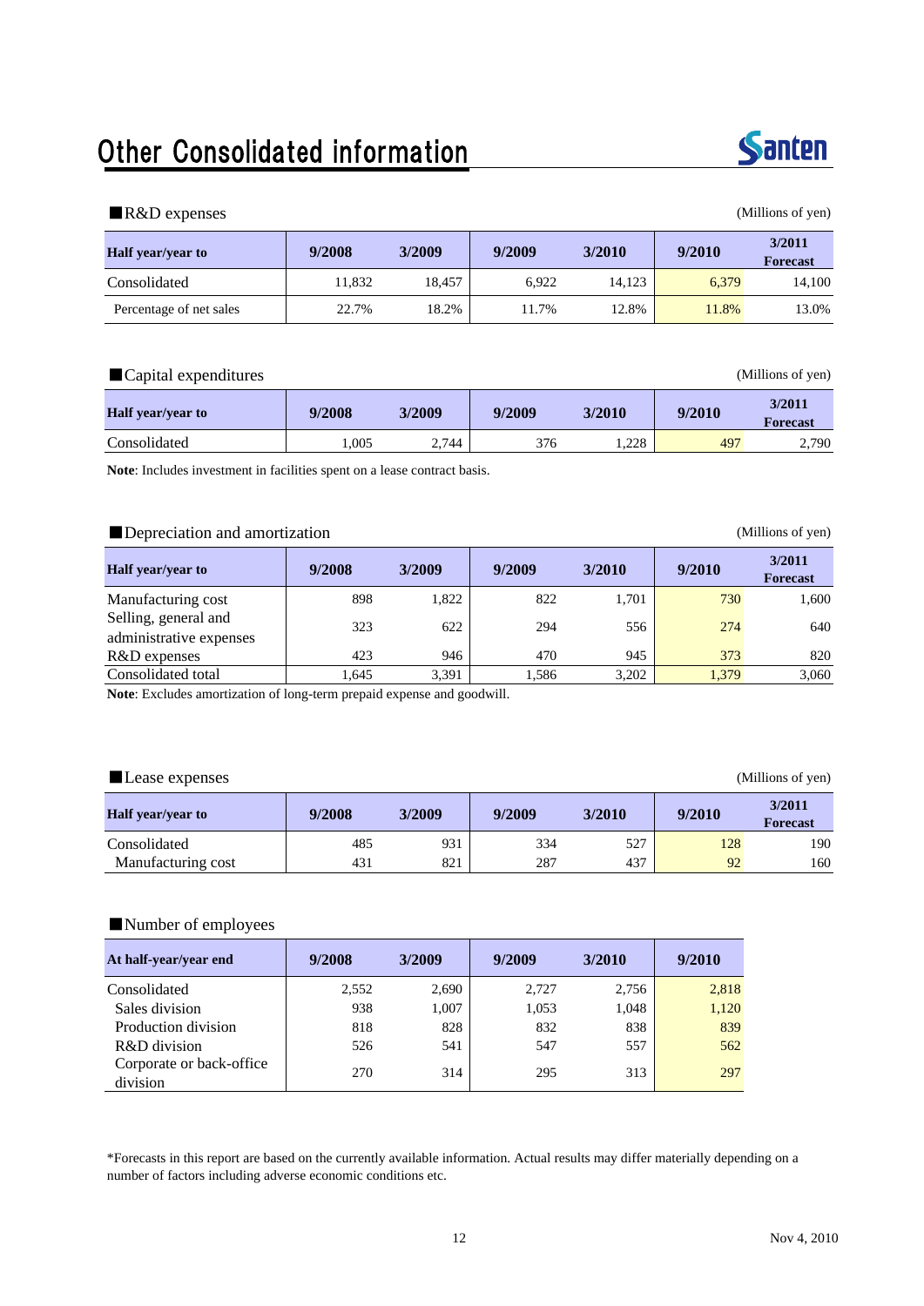# Other Consolidated information

■R&D expenses (Millions of yen)

| Half year/year to | 9/2008 | 3/2009 | 9/2009 | 3/2010 | 9/2010 | 3/2011 Forecast |
|---|---|---|---|---|---|---|
| Consolidated | 11,832 | 18,457 | 6,922 | 14,123 | 6,379 | 14,100 |
| Percentage of net sales | 22.7% | 18.2% | 11.7% | 12.8% | 11.8% | 13.0% |

■Capital expenditures (Millions of yen)

| Half year/year to | 9/2008 | 3/2009 | 9/2009 | 3/2010 | 9/2010 | 3/2011 Forecast |
|---|---|---|---|---|---|---|
| Consolidated | 1,005 | 2,744 | 376 | 1,228 | 497 | 2,790 |

**Note**: Includes investment in facilities spent on a lease contract basis.

■Depreciation and amortization (Millions of yen)

| Half year/year to | 9/2008 | 3/2009 | 9/2009 | 3/2010 | 9/2010 | 3/2011 Forecast |
|---|---|---|---|---|---|---|
| Manufacturing cost | 898 | 1,822 | 822 | 1,701 | 730 | 1,600 |
| Selling, general and administrative expenses | 323 | 622 | 294 | 556 | 274 | 640 |
| R&D expenses | 423 | 946 | 470 | 945 | 373 | 820 |
| Consolidated total | 1,645 | 3,391 | 1,586 | 3,202 | 1,379 | 3,060 |

**Note**: Excludes amortization of long-term prepaid expense and goodwill.

■Lease expenses (Millions of yen)

| Half year/year to | 9/2008 | 3/2009 | 9/2009 | 3/2010 | 9/2010 | 3/2011 Forecast |
|---|---|---|---|---|---|---|
| Consolidated | 485 | 931 | 334 | 527 | 128 | 190 |
| Manufacturing cost | 431 | 821 | 287 | 437 | 92 | 160 |

■Number of employees

| At half-year/year end | 9/2008 | 3/2009 | 9/2009 | 3/2010 | 9/2010 |
|---|---|---|---|---|---|
| Consolidated | 2,552 | 2,690 | 2,727 | 2,756 | 2,818 |
| Sales division | 938 | 1,007 | 1,053 | 1,048 | 1,120 |
| Production division | 818 | 828 | 832 | 838 | 839 |
| R&D division | 526 | 541 | 547 | 557 | 562 |
| Corporate or back-office division | 270 | 314 | 295 | 313 | 297 |

*Forecasts in this report are based on the currently available information. Actual results may differ materially depending on a number of factors including adverse economic conditions etc.

Nov 4, 2010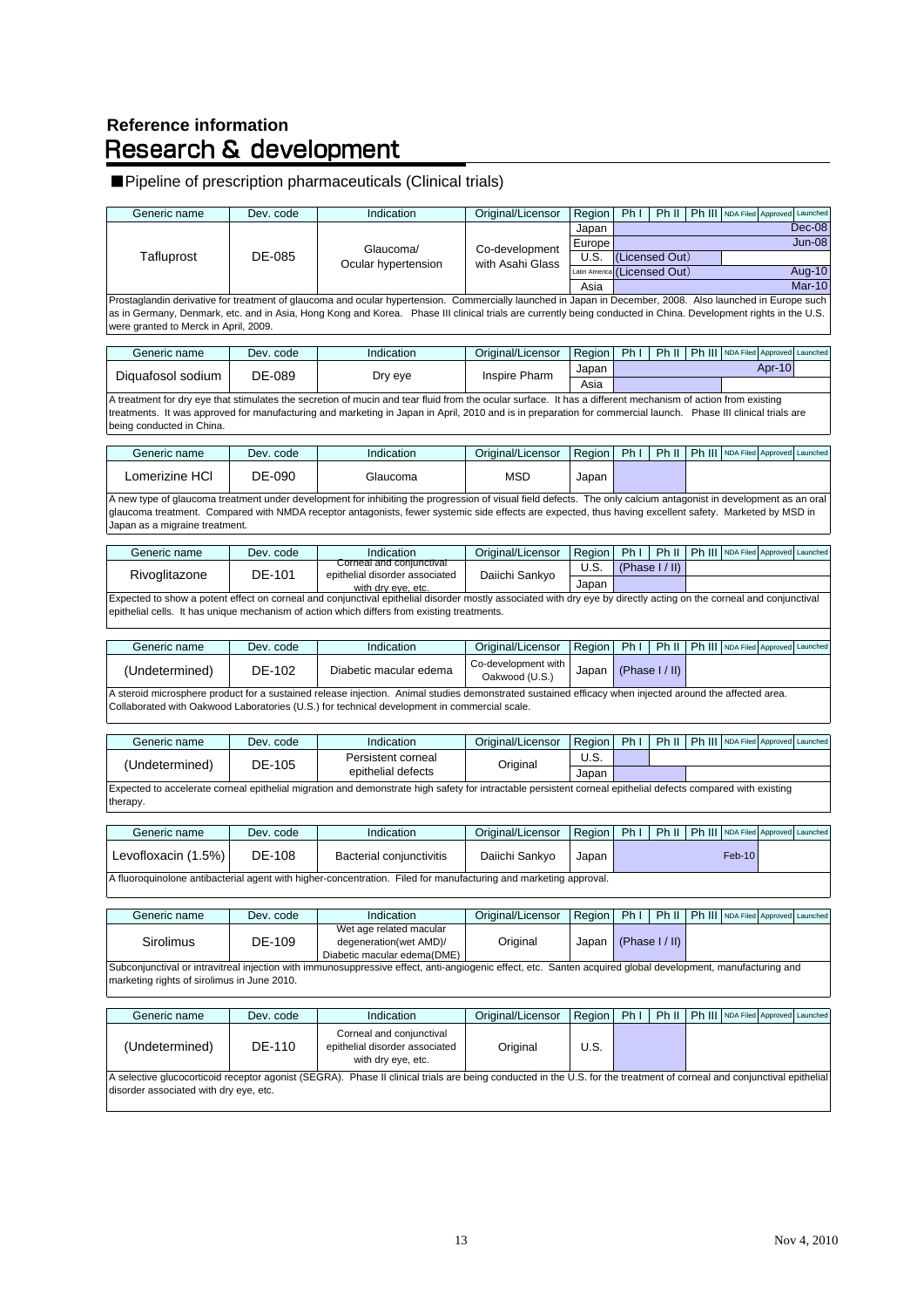## Reference information

# Research & development

■Pipeline of prescription pharmaceuticals (Clinical trials)

| Generic name | Dev. code | Indication | Original/Licensor | Region | Ph I | Ph II | Ph III | NDA Filed | Approved | Launched |
|---|---|---|---|---|---|---|---|---|---|---|
| Tafluprost | DE-085 | Glaucoma/ Ocular hypertension | Co-development with Asahi Glass | Japan | | | | | | Dec-08 |
| | | | | Europe | | | | | | Jun-08 |
| | | | | U.S. | (Licensed Out) | | | | | |
| | | | | Latin America | (Licensed Out) | | | | | Aug-10 |
| | | | | Asia | | | | | | Mar-10 |

Prostaglandin derivative for treatment of glaucoma and ocular hypertension. Commercially launched in Japan in December, 2008. Also launched in Europe such as in Germany, Denmark, etc. and in Asia, Hong Kong and Korea. Phase III clinical trials are currently being conducted in China. Development rights in the U.S. were granted to Merck in April, 2009.

| Generic name | Dev. code | Indication | Original/Licensor | Region | Ph I | Ph II | Ph III | NDA Filed | Approved | Launched |
|---|---|---|---|---|---|---|---|---|---|---|
| Diquafosol sodium | DE-089 | Dry eye | Inspire Pharm | Japan | | | | | Apr-10 | |
| | | | | Asia | | | | | | |

A treatment for dry eye that stimulates the secretion of mucin and tear fluid from the ocular surface. It has a different mechanism of action from existing treatments. It was approved for manufacturing and marketing in Japan in April, 2010 and is in preparation for commercial launch. Phase III clinical trials are being conducted in China.

| Generic name | Dev. code | Indication | Original/Licensor | Region | Ph I | Ph II | Ph III | NDA Filed | Approved | Launched |
|---|---|---|---|---|---|---|---|---|---|---|
| Lomerizine HCl | DE-090 | Glaucoma | MSD | Japan | | | | | | |

A new type of glaucoma treatment under development for inhibiting the progression of visual field defects. The only calcium antagonist in development as an oral glaucoma treatment. Compared with NMDA receptor antagonists, fewer systemic side effects are expected, thus having excellent safety. Marketed by MSD in Japan as a migraine treatment.

| Generic name | Dev. code | Indication | Original/Licensor | Region | Ph I | Ph II | Ph III | NDA Filed | Approved | Launched |
|---|---|---|---|---|---|---|---|---|---|---|
| Rivoglitazone | DE-101 | Corneal and conjunctival epithelial disorder associated with dry eye, etc. | Daiichi Sankyo | U.S. | (Phase I / II) | | | | | |
| | | | | Japan | | | | | | |

Expected to show a potent effect on corneal and conjunctival epithelial disorder mostly associated with dry eye by directly acting on the corneal and conjunctival epithelial cells. It has unique mechanism of action which differs from existing treatments.

| Generic name | Dev. code | Indication | Original/Licensor | Region | Ph I | Ph II | Ph III | NDA Filed | Approved | Launched |
|---|---|---|---|---|---|---|---|---|---|---|
| (Undetermined) | DE-102 | Diabetic macular edema | Co-development with Oakwood (U.S.) | Japan | (Phase I / II) | | | | | |

A steroid microsphere product for a sustained release injection. Animal studies demonstrated sustained efficacy when injected around the affected area. Collaborated with Oakwood Laboratories (U.S.) for technical development in commercial scale.

| Generic name | Dev. code | Indication | Original/Licensor | Region | Ph I | Ph II | Ph III | NDA Filed | Approved | Launched |
|---|---|---|---|---|---|---|---|---|---|---|
| (Undetermined) | DE-105 | Persistent corneal epithelial defects | Original | U.S. | | | | | | |
| | | | | Japan | | | | | | |

Expected to accelerate corneal epithelial migration and demonstrate high safety for intractable persistent corneal epithelial defects compared with existing therapy.

| Generic name | Dev. code | Indication | Original/Licensor | Region | Ph I | Ph II | Ph III | NDA Filed | Approved | Launched |
|---|---|---|---|---|---|---|---|---|---|---|
| Levofloxacin (1.5%) | DE-108 | Bacterial conjunctivitis | Daiichi Sankyo | Japan | | | | Feb-10 | | |

A fluoroquinolone antibacterial agent with higher-concentration. Filed for manufacturing and marketing approval.

| Generic name | Dev. code | Indication | Original/Licensor | Region | Ph I | Ph II | Ph III | NDA Filed | Approved | Launched |
|---|---|---|---|---|---|---|---|---|---|---|
| Sirolimus | DE-109 | Wet age related macular degeneration(wet AMD)/ Diabetic macular edema(DME) | Original | Japan | (Phase I / II) | | | | | |

Subconjunctival or intravitreal injection with immunosuppressive effect, anti-angiogenic effect, etc. Santen acquired global development, manufacturing and marketing rights of sirolimus in June 2010.

| Generic name | Dev. code | Indication | Original/Licensor | Region | Ph I | Ph II | Ph III | NDA Filed | Approved | Launched |
|---|---|---|---|---|---|---|---|---|---|---|
| (Undetermined) | DE-110 | Corneal and conjunctival epithelial disorder associated with dry eye, etc. | Original | U.S. | | | | | | |

A selective glucocorticoid receptor agonist (SEGRA). Phase II clinical trials are being conducted in the U.S. for the treatment of corneal and conjunctival epithelial disorder associated with dry eye, etc.

Nov 4, 2010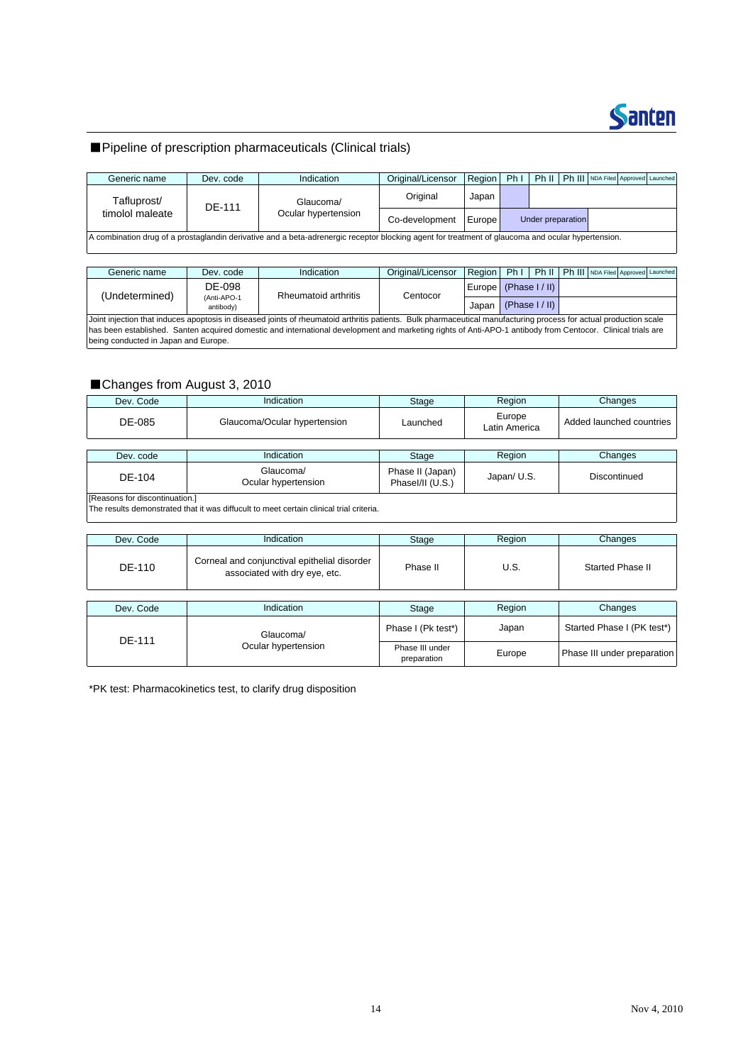## ■Pipeline of prescription pharmaceuticals (Clinical trials)

| Generic name | Dev. code | Indication | Original/Licensor | Region | Ph I | Ph II | Ph III | NDA Filed | Approved | Launched |
|---|---|---|---|---|---|---|---|---|---|---|
| Tafluprost/ timolol maleate | DE-111 | Glaucoma/ Ocular hypertension | Original | Japan | | | | | | |
| | | | Co-development | Europe | Under preparation | | | | | |

A combination drug of a prostaglandin derivative and a beta-adrenergic receptor blocking agent for treatment of glaucoma and ocular hypertension.

| Generic name | Dev. code | Indication | Original/Licensor | Region | Ph I | Ph II | Ph III | NDA Filed | Approved | Launched |
|---|---|---|---|---|---|---|---|---|---|---|
| (Undetermined) | DE-098 (Anti-APO-1 antibody) | Rheumatoid arthritis | Centocor | Europe | (Phase I / II) | | | | | |
| | | | | Japan | (Phase I / II) | | | | | |

Joint injection that induces apoptosis in diseased joints of rheumatoid arthritis patients. Bulk pharmaceutical manufacturing process for actual production scale has been established. Santen acquired domestic and international development and marketing rights of Anti-APO-1 antibody from Centocor. Clinical trials are being conducted in Japan and Europe.

## ■Changes from August 3, 2010

| Dev. Code | Indication | Stage | Region | Changes |
|---|---|---|---|---|
| DE-085 | Glaucoma/Ocular hypertension | Launched | Europe Latin America | Added launched countries |

| Dev. code | Indication | Stage | Region | Changes |
|---|---|---|---|---|
| DE-104 | Glaucoma/ Ocular hypertension | Phase II (Japan) PhaseI/II (U.S.) | Japan/ U.S. | Discontinued |

[Reasons for discontinuation.]
The results demonstrated that it was diffucult to meet certain clinical trial criteria.

| Dev. Code | Indication | Stage | Region | Changes |
|---|---|---|---|---|
| DE-110 | Corneal and conjunctival epithelial disorder associated with dry eye, etc. | Phase II | U.S. | Started Phase II |

| Dev. Code | Indication | Stage | Region | Changes |
|---|---|---|---|---|
| DE-111 | Glaucoma/ Ocular hypertension | Phase I (Pk test*) | Japan | Started Phase I (PK test*) |
| | | Phase III under preparation | Europe | Phase III under preparation |

*PK test: Pharmacokinetics test, to clarify drug disposition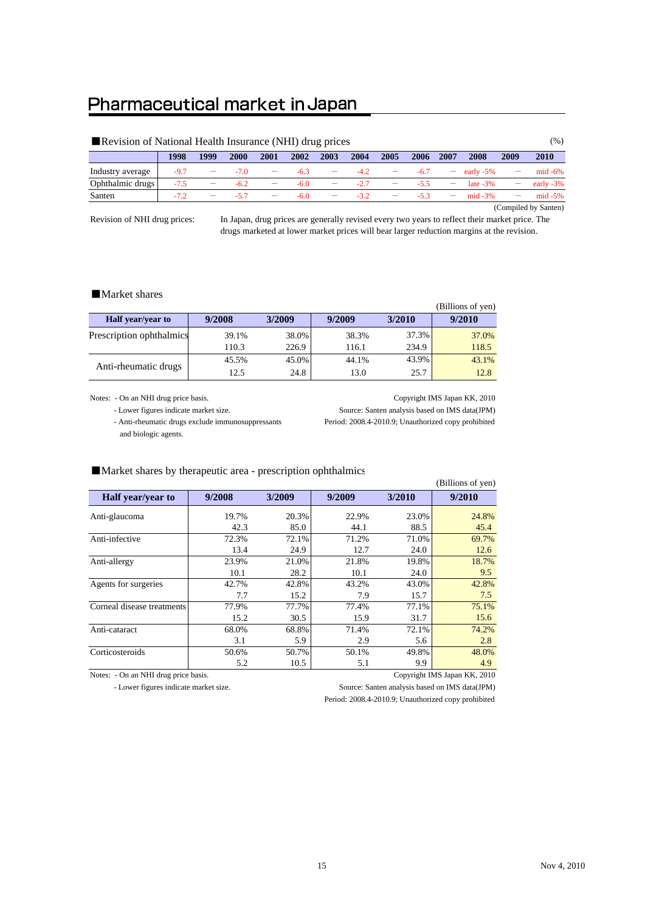# Pharmaceutical market in Japan

■Revision of National Health Insurance (NHI) drug prices

(%)

| | 1998 | 1999 | 2000 | 2001 | 2002 | 2003 | 2004 | 2005 | 2006 | 2007 | 2008 | 2009 | 2010 |
|---|---|---|---|---|---|---|---|---|---|---|---|---|---|
| Industry average | -9.7 | — | -7.0 | — | -6.3 | — | -4.2 | — | -6.7 | — | early -5% | — | mid -6% |
| Ophthalmic drugs | -7.5 | — | -6.2 | — | -6.0 | — | -2.7 | — | -5.5 | — | late -3% | — | early -3% |
| Santen | -7.2 | — | -5.7 | — | -6.0 | — | -3.2 | — | -5.3 | — | mid -3% | — | mid -5% |

(Compiled by Santen)

Revision of NHI drug prices: In Japan, drug prices are generally revised every two years to reflect their market price. The drugs marketed at lower market prices will bear larger reduction margins at the revision.

■Market shares

(Billions of yen)

| Half year/year to | 9/2008 | 3/2009 | 9/2009 | 3/2010 | 9/2010 |
|---|---|---|---|---|---|
| Prescription ophthalmics | 39.1% | 38.0% | 38.3% | 37.3% | 37.0% |
| | 110.3 | 226.9 | 116.1 | 234.9 | 118.5 |
| Anti-rheumatic drugs | 45.5% | 45.0% | 44.1% | 43.9% | 43.1% |
| | 12.5 | 24.8 | 13.0 | 25.7 | 12.8 |

Notes: - On an NHI drug price basis.
- Lower figures indicate market size.
- Anti-rheumatic drugs exclude immunosuppressants and biologic agents.

Copyright IMS Japan KK, 2010
Source: Santen analysis based on IMS data(JPM)
Period: 2008.4-2010.9; Unauthorized copy prohibited

■Market shares by therapeutic area - prescription ophthalmics

(Billions of yen)

| Half year/year to | 9/2008 | 3/2009 | 9/2009 | 3/2010 | 9/2010 |
|---|---|---|---|---|---|
| Anti-glaucoma | 19.7% | 20.3% | 22.9% | 23.0% | 24.8% |
| | 42.3 | 85.0 | 44.1 | 88.5 | 45.4 |
| Anti-infective | 72.3% | 72.1% | 71.2% | 71.0% | 69.7% |
| | 13.4 | 24.9 | 12.7 | 24.0 | 12.6 |
| Anti-allergy | 23.9% | 21.0% | 21.8% | 19.8% | 18.7% |
| | 10.1 | 28.2 | 10.1 | 24.0 | 9.5 |
| Agents for surgeries | 42.7% | 42.8% | 43.2% | 43.0% | 42.8% |
| | 7.7 | 15.2 | 7.9 | 15.7 | 7.5 |
| Corneal disease treatments | 77.9% | 77.7% | 77.4% | 77.1% | 75.1% |
| | 15.2 | 30.5 | 15.9 | 31.7 | 15.6 |
| Anti-cataract | 68.0% | 68.8% | 71.4% | 72.1% | 74.2% |
| | 3.1 | 5.9 | 2.9 | 5.6 | 2.8 |
| Corticosteroids | 50.6% | 50.7% | 50.1% | 49.8% | 48.0% |
| | 5.2 | 10.5 | 5.1 | 9.9 | 4.9 |

Notes: - On an NHI drug price basis.
- Lower figures indicate market size.

Copyright IMS Japan KK, 2010
Source: Santen analysis based on IMS data(JPM)
Period: 2008.4-2010.9; Unauthorized copy prohibited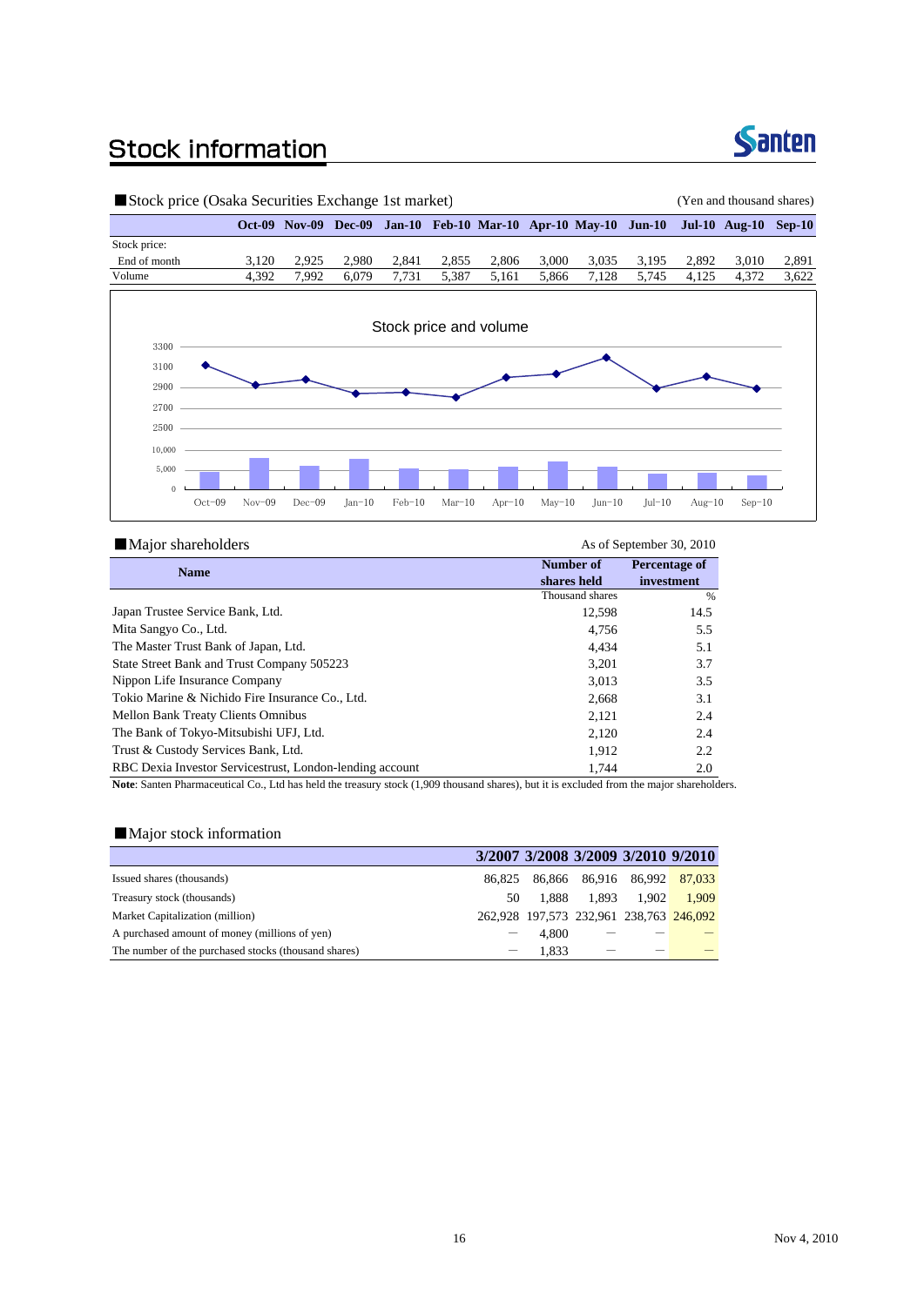# Stock information

■Stock price (Osaka Securities Exchange 1st market)

(Yen and thousand shares)

| | Oct-09 | Nov-09 | Dec-09 | Jan-10 | Feb-10 | Mar-10 | Apr-10 | May-10 | Jun-10 | Jul-10 | Aug-10 | Sep-10 |
|---|---|---|---|---|---|---|---|---|---|---|---|---|
| Stock price: | | | | | | | | | | | | |
| End of month | 3,120 | 2,925 | 2,980 | 2,841 | 2,855 | 2,806 | 3,000 | 3,035 | 3,195 | 2,892 | 3,010 | 2,891 |
| Volume | 4,392 | 7,992 | 6,079 | 7,731 | 5,387 | 5,161 | 5,866 | 7,128 | 5,745 | 4,125 | 4,372 | 3,622 |

Stock price and volume

■Major shareholders

As of September 30, 2010

| Name | Number of shares held | Percentage of investment |
|---|---|---|
| | Thousand shares | % |
| Japan Trustee Service Bank, Ltd. | 12,598 | 14.5 |
| Mita Sangyo Co., Ltd. | 4,756 | 5.5 |
| The Master Trust Bank of Japan, Ltd. | 4,434 | 5.1 |
| State Street Bank and Trust Company 505223 | 3,201 | 3.7 |
| Nippon Life Insurance Company | 3,013 | 3.5 |
| Tokio Marine & Nichido Fire Insurance Co., Ltd. | 2,668 | 3.1 |
| Mellon Bank Treaty Clients Omnibus | 2,121 | 2.4 |
| The Bank of Tokyo-Mitsubishi UFJ, Ltd. | 2,120 | 2.4 |
| Trust & Custody Services Bank, Ltd. | 1,912 | 2.2 |
| RBC Dexia Investor Servicestrust, London-lending account | 1,744 | 2.0 |

**Note**: Santen Pharmaceutical Co., Ltd has held the treasury stock (1,909 thousand shares), but it is excluded from the major shareholders.

■Major stock information

| | 3/2007 | 3/2008 | 3/2009 | 3/2010 | 9/2010 |
|---|---|---|---|---|---|
| Issued shares (thousands) | 86,825 | 86,866 | 86,916 | 86,992 | 87,033 |
| Treasury stock (thousands) | 50 | 1,888 | 1,893 | 1,902 | 1,909 |
| Market Capitalization (million) | 262,928 | 197,573 | 232,961 | 238,763 | 246,092 |
| A purchased amount of money (millions of yen) | — | 4,800 | — | — | — |
| The number of the purchased stocks (thousand shares) | — | 1,833 | — | — | — |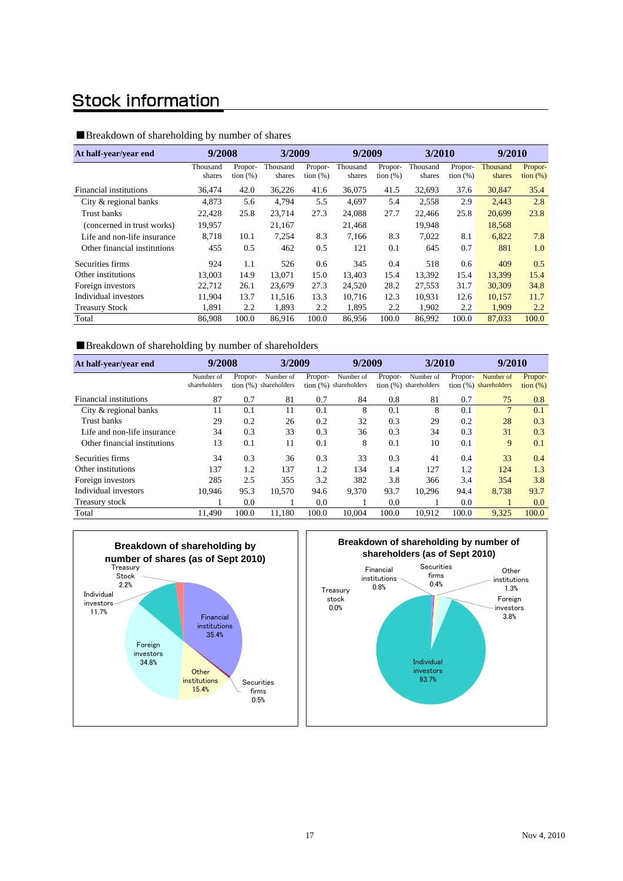# Stock information

■Breakdown of shareholding by number of shares

| At half-year/year end | 9/2008 | | 3/2009 | | 9/2009 | | 3/2010 | | 9/2010 | |
|---|---|---|---|---|---|---|---|---|---|---|
| | Thousand shares | Proportion (%) | Thousand shares | Proportion (%) | Thousand shares | Proportion (%) | Thousand shares | Proportion (%) | Thousand shares | Proportion (%) |
| Financial institutions | 36,474 | 42.0 | 36,226 | 41.6 | 36,075 | 41.5 | 32,693 | 37.6 | 30,847 | 35.4 |
| City & regional banks | 4,873 | 5.6 | 4,794 | 5.5 | 4,697 | 5.4 | 2,558 | 2.9 | 2,443 | 2.8 |
| Trust banks | 22,428 | 25.8 | 23,714 | 27.3 | 24,088 | 27.7 | 22,466 | 25.8 | 20,699 | 23.8 |
| (concerned in trust works) | 19,957 | | 21,167 | | 21,468 | | 19,948 | | 18,568 | |
| Life and non-life insurance | 8,718 | 10.1 | 7,254 | 8.3 | 7,166 | 8.3 | 7,022 | 8.1 | 6,822 | 7.8 |
| Other financial institutions | 455 | 0.5 | 462 | 0.5 | 121 | 0.1 | 645 | 0.7 | 881 | 1.0 |
| Securities firms | 924 | 1.1 | 526 | 0.6 | 345 | 0.4 | 518 | 0.6 | 409 | 0.5 |
| Other institutions | 13,003 | 14.9 | 13,071 | 15.0 | 13,403 | 15.4 | 13,392 | 15.4 | 13,399 | 15.4 |
| Foreign investors | 22,712 | 26.1 | 23,679 | 27.3 | 24,520 | 28.2 | 27,553 | 31.7 | 30,309 | 34.8 |
| Individual investors | 11,904 | 13.7 | 11,516 | 13.3 | 10,716 | 12.3 | 10,931 | 12.6 | 10,157 | 11.7 |
| Treasury Stock | 1,891 | 2.2 | 1,893 | 2.2 | 1,895 | 2.2 | 1,902 | 2.2 | 1,909 | 2.2 |
| Total | 86,908 | 100.0 | 86,916 | 100.0 | 86,956 | 100.0 | 86,992 | 100.0 | 87,033 | 100.0 |

■Breakdown of shareholding by number of shareholders

| At half-year/year end | 9/2008 | | 3/2009 | | 9/2009 | | 3/2010 | | 9/2010 | |
|---|---|---|---|---|---|---|---|---|---|---|
| | Number of shareholders | Proportion (%) | Number of shareholders | Proportion (%) | Number of shareholders | Proportion (%) | Number of shareholders | Proportion (%) | Number of shareholders | Proportion (%) |
| Financial institutions | 87 | 0.7 | 81 | 0.7 | 84 | 0.8 | 81 | 0.7 | 75 | 0.8 |
| City & regional banks | 11 | 0.1 | 11 | 0.1 | 8 | 0.1 | 8 | 0.1 | 7 | 0.1 |
| Trust banks | 29 | 0.2 | 26 | 0.2 | 32 | 0.3 | 29 | 0.2 | 28 | 0.3 |
| Life and non-life insurance | 34 | 0.3 | 33 | 0.3 | 36 | 0.3 | 34 | 0.3 | 31 | 0.3 |
| Other financial institutions | 13 | 0.1 | 11 | 0.1 | 8 | 0.1 | 10 | 0.1 | 9 | 0.1 |
| Securities firms | 34 | 0.3 | 36 | 0.3 | 33 | 0.3 | 41 | 0.4 | 33 | 0.4 |
| Other institutions | 137 | 1.2 | 137 | 1.2 | 134 | 1.4 | 127 | 1.2 | 124 | 1.3 |
| Foreign investors | 285 | 2.5 | 355 | 3.2 | 382 | 3.8 | 366 | 3.4 | 354 | 3.8 |
| Individual investors | 10,946 | 95.3 | 10,570 | 94.6 | 9,370 | 93.7 | 10,296 | 94.4 | 8,738 | 93.7 |
| Treasury stock | 1 | 0.0 | 1 | 0.0 | 1 | 0.0 | 1 | 0.0 | 1 | 0.0 |
| Total | 11,490 | 100.0 | 11,180 | 100.0 | 10,004 | 100.0 | 10,912 | 100.0 | 9,325 | 100.0 |

**Breakdown of shareholding by number of shares (as of Sept 2010)**

Financial institutions 35.4%; Securities firms 0.5%; Other institutions 15.4%; Foreign investors 34.8%; Individual investors 11.7%; Treasury Stock 2.2%

**Breakdown of shareholding by number of shareholders (as of Sept 2010)**

Financial institutions 0.8%; Securities firms 0.4%; Other institutions 1.3%; Foreign investors 3.8%; Individual investors 93.7%; Treasury stock 0.0%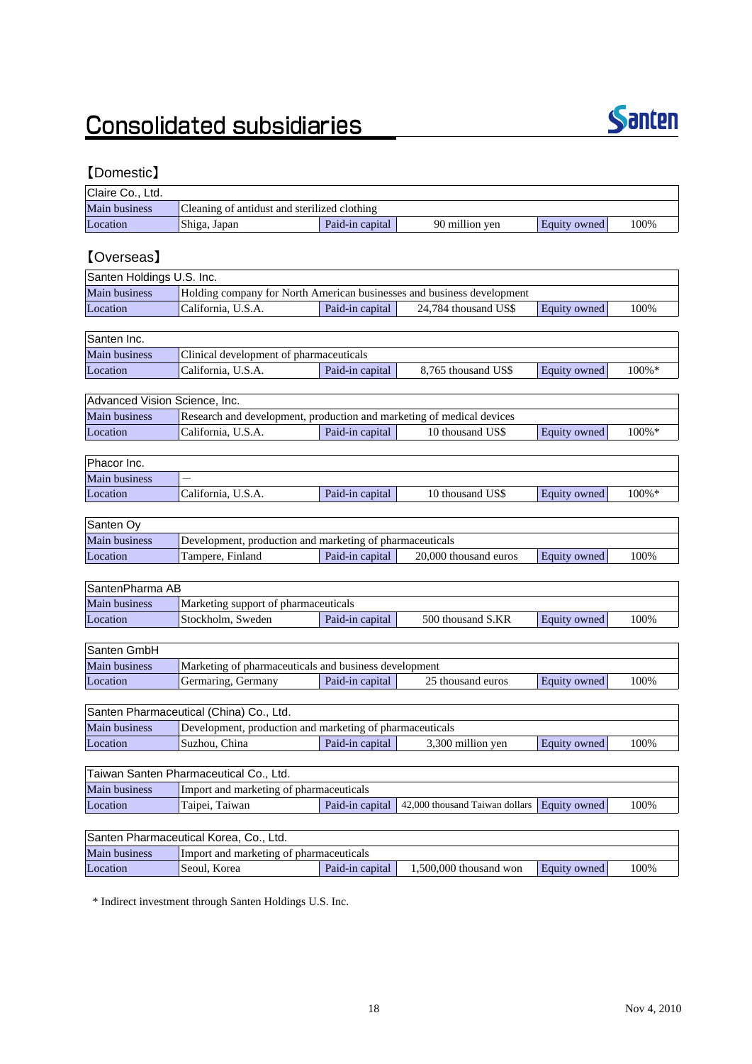# Consolidated subsidiaries

## 【Domestic】

| Claire Co., Ltd. | | | | | |
|---|---|---|---|---|---|
| Main business | Cleaning of antidust and sterilized clothing | | | | |
| Location | Shiga, Japan | Paid-in capital | 90 million yen | Equity owned | 100% |

## 【Overseas】

| Santen Holdings U.S. Inc. | | | | | |
|---|---|---|---|---|---|
| Main business | Holding company for North American businesses and business development | | | | |
| Location | California, U.S.A. | Paid-in capital | 24,784 thousand US$ | Equity owned | 100% |

| Santen Inc. | | | | | |
|---|---|---|---|---|---|
| Main business | Clinical development of pharmaceuticals | | | | |
| Location | California, U.S.A. | Paid-in capital | 8,765 thousand US$ | Equity owned | 100%* |

| Advanced Vision Science, Inc. | | | | | |
|---|---|---|---|---|---|
| Main business | Research and development, production and marketing of medical devices | | | | |
| Location | California, U.S.A. | Paid-in capital | 10 thousand US$ | Equity owned | 100%* |

| Phacor Inc. | | | | | |
|---|---|---|---|---|---|
| Main business | — | | | | |
| Location | California, U.S.A. | Paid-in capital | 10 thousand US$ | Equity owned | 100%* |

| Santen Oy | | | | | |
|---|---|---|---|---|---|
| Main business | Development, production and marketing of pharmaceuticals | | | | |
| Location | Tampere, Finland | Paid-in capital | 20,000 thousand euros | Equity owned | 100% |

| SantenPharma AB | | | | | |
|---|---|---|---|---|---|
| Main business | Marketing support of pharmaceuticals | | | | |
| Location | Stockholm, Sweden | Paid-in capital | 500 thousand S.KR | Equity owned | 100% |

| Santen GmbH | | | | | |
|---|---|---|---|---|---|
| Main business | Marketing of pharmaceuticals and business development | | | | |
| Location | Germaring, Germany | Paid-in capital | 25 thousand euros | Equity owned | 100% |

| Santen Pharmaceutical (China) Co., Ltd. | | | | | |
|---|---|---|---|---|---|
| Main business | Development, production and marketing of pharmaceuticals | | | | |
| Location | Suzhou, China | Paid-in capital | 3,300 million yen | Equity owned | 100% |

| Taiwan Santen Pharmaceutical Co., Ltd. | | | | | |
|---|---|---|---|---|---|
| Main business | Import and marketing of pharmaceuticals | | | | |
| Location | Taipei, Taiwan | Paid-in capital | 42,000 thousand Taiwan dollars | Equity owned | 100% |

| Santen Pharmaceutical Korea, Co., Ltd. | | | | | |
|---|---|---|---|---|---|
| Main business | Import and marketing of pharmaceuticals | | | | |
| Location | Seoul, Korea | Paid-in capital | 1,500,000 thousand won | Equity owned | 100% |

* Indirect investment through Santen Holdings U.S. Inc.

Nov 4, 2010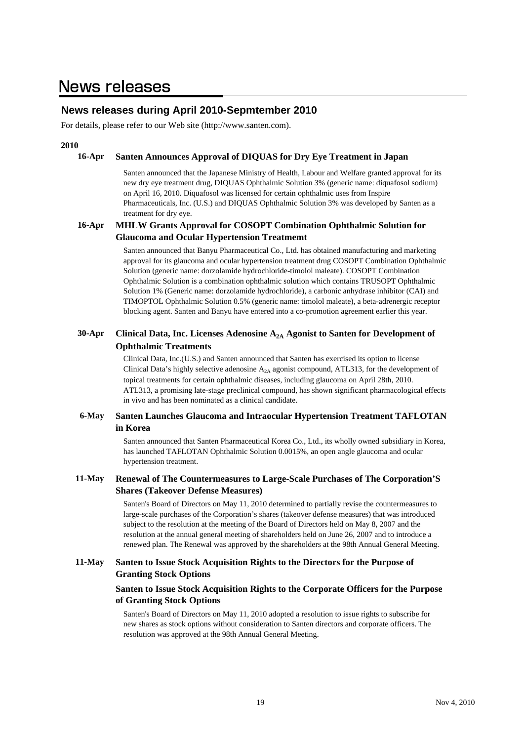# News releases

## News releases during April 2010-Sepmtember 2010

For details, please refer to our Web site (http://www.santen.com).

**2010**

**16-Apr** **Santen Announces Approval of DIQUAS for Dry Eye Treatment in Japan**

Santen announced that the Japanese Ministry of Health, Labour and Welfare granted approval for its new dry eye treatment drug, DIQUAS Ophthalmic Solution 3% (generic name: diquafosol sodium) on April 16, 2010. Diquafosol was licensed for certain ophthalmic uses from Inspire Pharmaceuticals, Inc. (U.S.) and DIQUAS Ophthalmic Solution 3% was developed by Santen as a treatment for dry eye.

**16-Apr** **MHLW Grants Approval for COSOPT Combination Ophthalmic Solution for Glaucoma and Ocular Hypertension Treatmemt**

Santen announced that Banyu Pharmaceutical Co., Ltd. has obtained manufacturing and marketing approval for its glaucoma and ocular hypertension treatment drug COSOPT Combination Ophthalmic Solution (generic name: dorzolamide hydrochloride-timolol maleate). COSOPT Combination Ophthalmic Solution is a combination ophthalmic solution which contains TRUSOPT Ophthalmic Solution 1% (Generic name: dorzolamide hydrochloride), a carbonic anhydrase inhibitor (CAI) and TIMOPTOL Ophthalmic Solution 0.5% (generic name: timolol maleate), a beta-adrenergic receptor blocking agent. Santen and Banyu have entered into a co-promotion agreement earlier this year.

**30-Apr** **Clinical Data, Inc. Licenses Adenosine $A_{2A}$ Agonist to Santen for Development of Ophthalmic Treatments**

Clinical Data, Inc.(U.S.) and Santen announced that Santen has exercised its option to license Clinical Data's highly selective adenosine $A_{2A}$ agonist compound, ATL313, for the development of topical treatments for certain ophthalmic diseases, including glaucoma on April 28th, 2010. ATL313, a promising late-stage preclinical compound, has shown significant pharmacological effects in vivo and has been nominated as a clinical candidate.

**6-May** **Santen Launches Glaucoma and Intraocular Hypertension Treatment TAFLOTAN in Korea**

Santen announced that Santen Pharmaceutical Korea Co., Ltd., its wholly owned subsidiary in Korea, has launched TAFLOTAN Ophthalmic Solution 0.0015%, an open angle glaucoma and ocular hypertension treatment.

**11-May** **Renewal of The Countermeasures to Large-Scale Purchases of The Corporation'S Shares (Takeover Defense Measures)**

Santen's Board of Directors on May 11, 2010 determined to partially revise the countermeasures to large-scale purchases of the Corporation's shares (takeover defense measures) that was introduced subject to the resolution at the meeting of the Board of Directors held on May 8, 2007 and the resolution at the annual general meeting of shareholders held on June 26, 2007 and to introduce a renewed plan. The Renewal was approved by the shareholders at the 98th Annual General Meeting.

**11-May** **Santen to Issue Stock Acquisition Rights to the Directors for the Purpose of Granting Stock Options**

**Santen to Issue Stock Acquisition Rights to the Corporate Officers for the Purpose of Granting Stock Options**

Santen's Board of Directors on May 11, 2010 adopted a resolution to issue rights to subscribe for new shares as stock options without consideration to Santen directors and corporate officers. The resolution was approved at the 98th Annual General Meeting.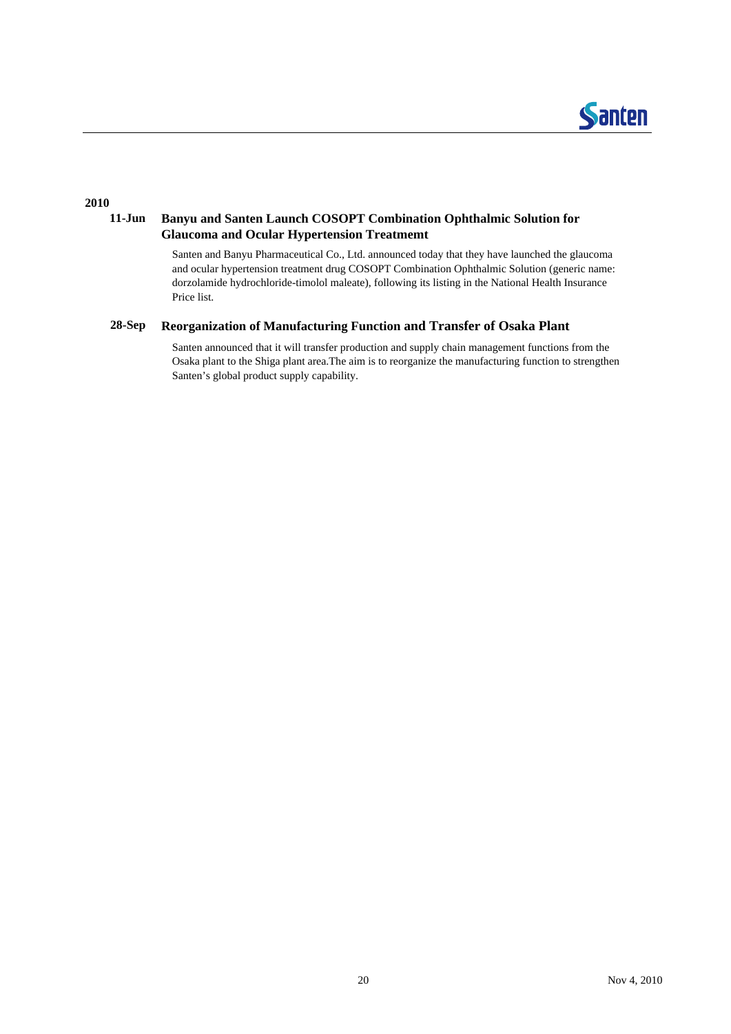## 2010

### 11-Jun **Banyu and Santen Launch COSOPT Combination Ophthalmic Solution for Glaucoma and Ocular Hypertension Treatmemt**

Santen and Banyu Pharmaceutical Co., Ltd. announced today that they have launched the glaucoma and ocular hypertension treatment drug COSOPT Combination Ophthalmic Solution (generic name: dorzolamide hydrochloride-timolol maleate), following its listing in the National Health Insurance Price list.

### 28-Sep **Reorganization of Manufacturing Function and Transfer of Osaka Plant**

Santen announced that it will transfer production and supply chain management functions from the Osaka plant to the Shiga plant area.The aim is to reorganize the manufacturing function to strengthen Santen's global product supply capability.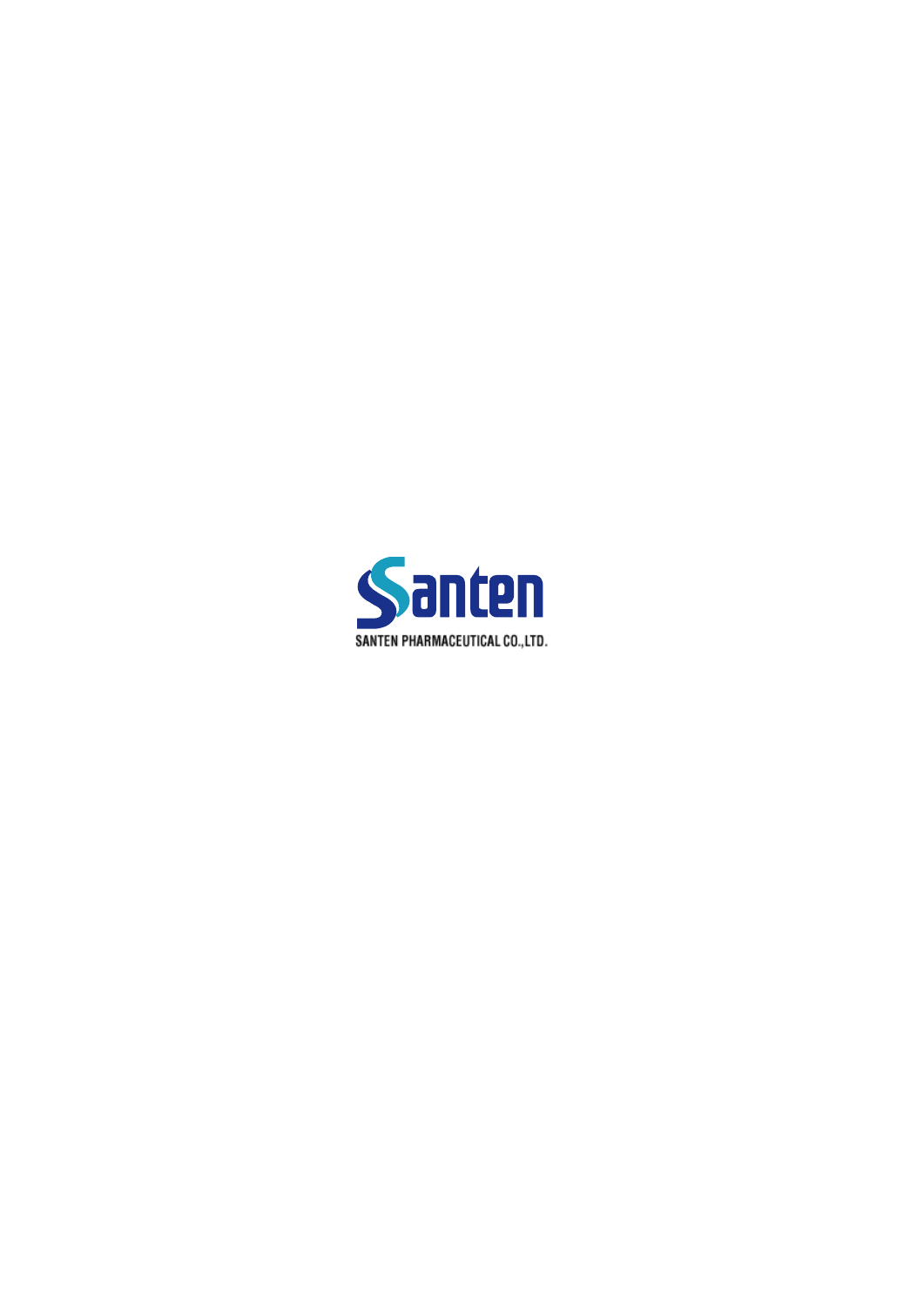Santen

SANTEN PHARMACEUTICAL CO.,LTD.